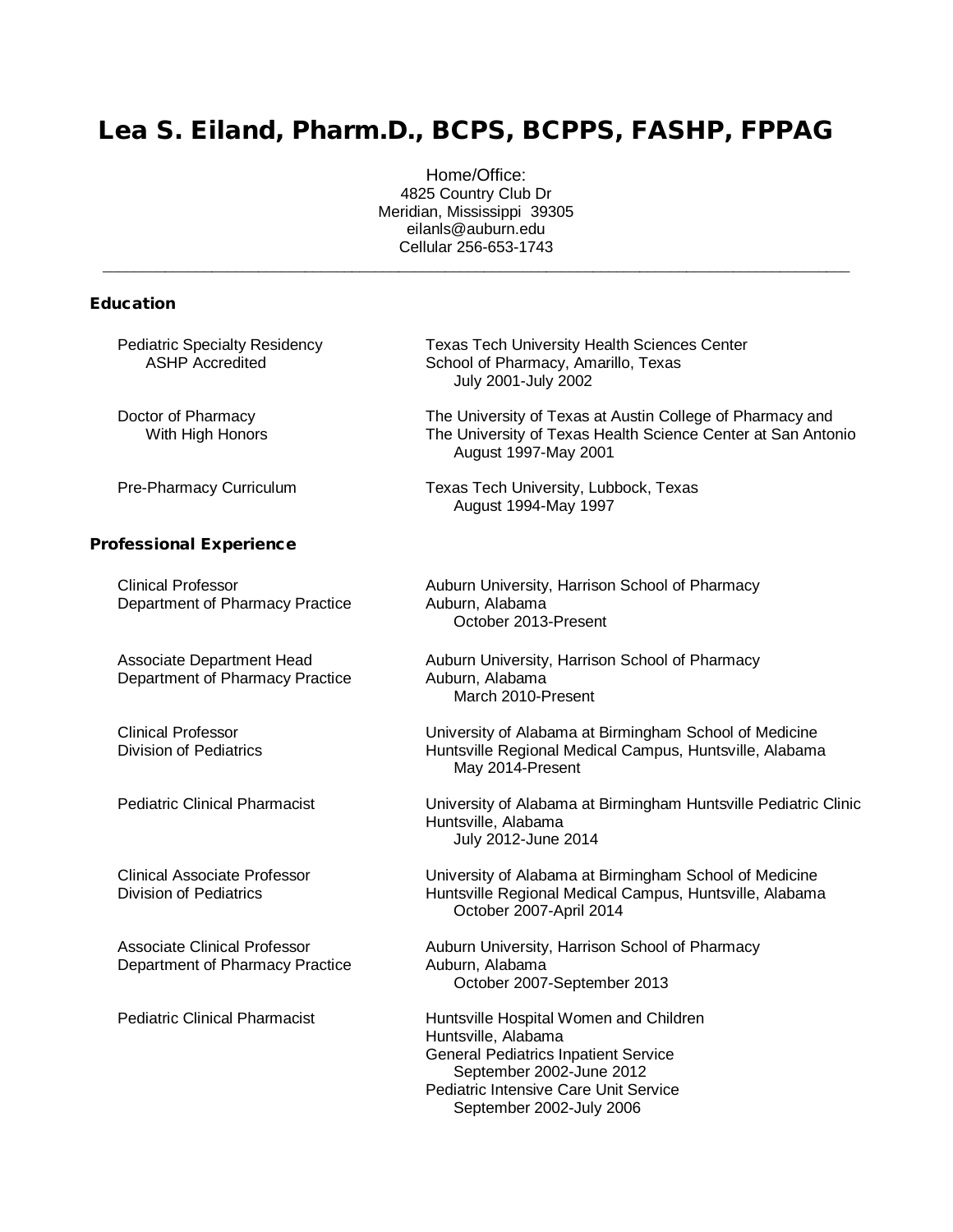# Lea S. Eiland, Pharm.D., BCPS, BCPPS, FASHP, FPPAG

Home/Office:
4825 Country Club Dr
Meridian, Mississippi 39305
eilanls@auburn.edu
Cellular 256-653-1743

---

## Education

| | |
|---|---|
| Pediatric Specialty Residency<br>ASHP Accredited | Texas Tech University Health Sciences Center<br>School of Pharmacy, Amarillo, Texas<br>July 2001-July 2002 |
| Doctor of Pharmacy<br>With High Honors | The University of Texas at Austin College of Pharmacy and<br>The University of Texas Health Science Center at San Antonio<br>August 1997-May 2001 |
| Pre-Pharmacy Curriculum | Texas Tech University, Lubbock, Texas<br>August 1994-May 1997 |

## Professional Experience

| | |
|---|---|
| Clinical Professor<br>Department of Pharmacy Practice | Auburn University, Harrison School of Pharmacy<br>Auburn, Alabama<br>October 2013-Present |
| Associate Department Head<br>Department of Pharmacy Practice | Auburn University, Harrison School of Pharmacy<br>Auburn, Alabama<br>March 2010-Present |
| Clinical Professor<br>Division of Pediatrics | University of Alabama at Birmingham School of Medicine<br>Huntsville Regional Medical Campus, Huntsville, Alabama<br>May 2014-Present |
| Pediatric Clinical Pharmacist | University of Alabama at Birmingham Huntsville Pediatric Clinic<br>Huntsville, Alabama<br>July 2012-June 2014 |
| Clinical Associate Professor<br>Division of Pediatrics | University of Alabama at Birmingham School of Medicine<br>Huntsville Regional Medical Campus, Huntsville, Alabama<br>October 2007-April 2014 |
| Associate Clinical Professor<br>Department of Pharmacy Practice | Auburn University, Harrison School of Pharmacy<br>Auburn, Alabama<br>October 2007-September 2013 |
| Pediatric Clinical Pharmacist | Huntsville Hospital Women and Children<br>Huntsville, Alabama<br>General Pediatrics Inpatient Service<br>September 2002-June 2012<br>Pediatric Intensive Care Unit Service<br>September 2002-July 2006 |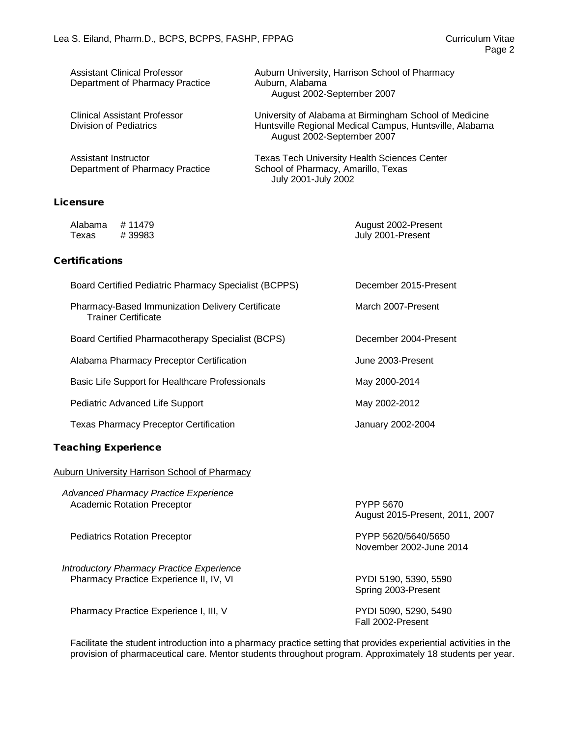Assistant Clinical Professor
Department of Pharmacy Practice

Auburn University, Harrison School of Pharmacy
Auburn, Alabama
August 2002-September 2007

Clinical Assistant Professor
Division of Pediatrics

University of Alabama at Birmingham School of Medicine
Huntsville Regional Medical Campus, Huntsville, Alabama
August 2002-September 2007

Assistant Instructor
Department of Pharmacy Practice

Texas Tech University Health Sciences Center
School of Pharmacy, Amarillo, Texas
July 2001-July 2002

## Licensure

| | | |
|---|---|---|
| Alabama | # 11479 | August 2002-Present |
| Texas | # 39983 | July 2001-Present |

## Certifications

| | |
|---|---|
| Board Certified Pediatric Pharmacy Specialist (BCPPS) | December 2015-Present |
| Pharmacy-Based Immunization Delivery Certificate Trainer Certificate | March 2007-Present |
| Board Certified Pharmacotherapy Specialist (BCPS) | December 2004-Present |
| Alabama Pharmacy Preceptor Certification | June 2003-Present |
| Basic Life Support for Healthcare Professionals | May 2000-2014 |
| Pediatric Advanced Life Support | May 2002-2012 |
| Texas Pharmacy Preceptor Certification | January 2002-2004 |

## Teaching Experience

Auburn University Harrison School of Pharmacy

*Advanced Pharmacy Practice Experience*

Academic Rotation Preceptor — PYPP 5670
August 2015-Present, 2011, 2007

Pediatrics Rotation Preceptor — PYPP 5620/5640/5650
November 2002-June 2014

*Introductory Pharmacy Practice Experience*

Pharmacy Practice Experience II, IV, VI — PYDI 5190, 5390, 5590
Spring 2003-Present

Pharmacy Practice Experience I, III, V — PYDI 5090, 5290, 5490
Fall 2002-Present

Facilitate the student introduction into a pharmacy practice setting that provides experiential activities in the provision of pharmaceutical care. Mentor students throughout program. Approximately 18 students per year.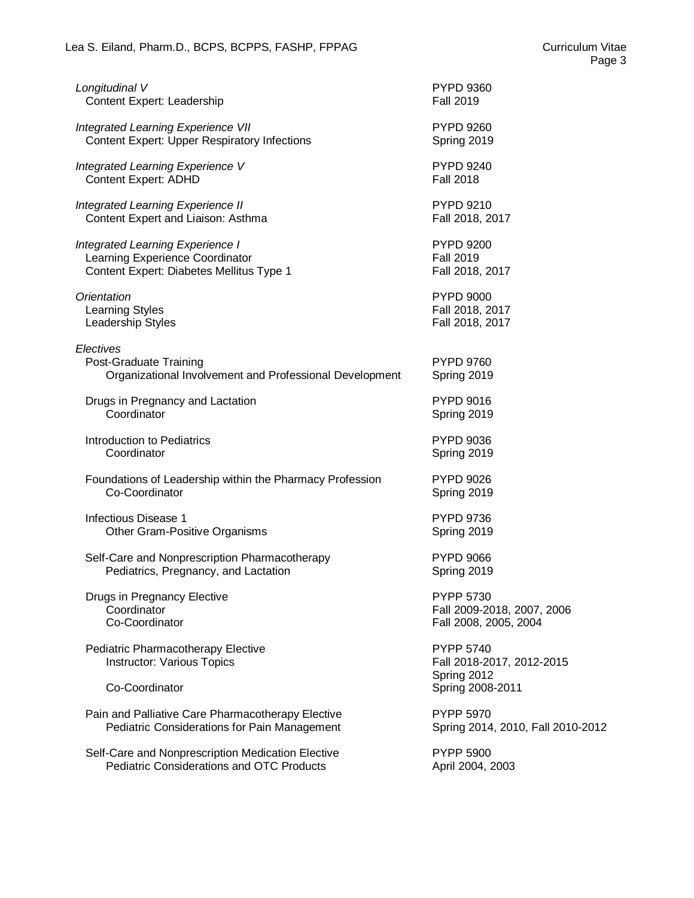*Longitudinal V* — PYPD 9360
Content Expert: Leadership — Fall 2019

*Integrated Learning Experience VII* — PYPD 9260
Content Expert: Upper Respiratory Infections — Spring 2019

*Integrated Learning Experience V* — PYPD 9240
Content Expert: ADHD — Fall 2018

*Integrated Learning Experience II* — PYPD 9210
Content Expert and Liaison: Asthma — Fall 2018, 2017

*Integrated Learning Experience I* — PYPD 9200
Learning Experience Coordinator — Fall 2019
Content Expert: Diabetes Mellitus Type 1 — Fall 2018, 2017

*Orientation* — PYPD 9000
Learning Styles — Fall 2018, 2017
Leadership Styles — Fall 2018, 2017

*Electives*

Post-Graduate Training — PYPD 9760
Organizational Involvement and Professional Development — Spring 2019

Drugs in Pregnancy and Lactation — PYPD 9016
Coordinator — Spring 2019

Introduction to Pediatrics — PYPD 9036
Coordinator — Spring 2019

Foundations of Leadership within the Pharmacy Profession — PYPD 9026
Co-Coordinator — Spring 2019

Infectious Disease 1 — PYPD 9736
Other Gram-Positive Organisms — Spring 2019

Self-Care and Nonprescription Pharmacotherapy — PYPD 9066
Pediatrics, Pregnancy, and Lactation — Spring 2019

Drugs in Pregnancy Elective — PYPP 5730
Coordinator — Fall 2009-2018, 2007, 2006
Co-Coordinator — Fall 2008, 2005, 2004

Pediatric Pharmacotherapy Elective — PYPP 5740
Instructor: Various Topics — Fall 2018-2017, 2012-2015, Spring 2012
Co-Coordinator — Spring 2008-2011

Pain and Palliative Care Pharmacotherapy Elective — PYPP 5970
Pediatric Considerations for Pain Management — Spring 2014, 2010, Fall 2010-2012

Self-Care and Nonprescription Medication Elective — PYPP 5900
Pediatric Considerations and OTC Products — April 2004, 2003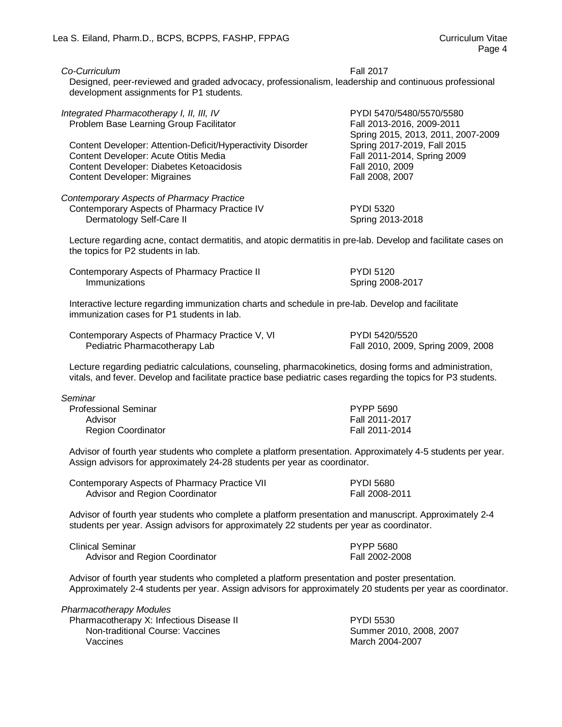*Co-Curriculum* Fall 2017

Designed, peer-reviewed and graded advocacy, professionalism, leadership and continuous professional development assignments for P1 students.

*Integrated Pharmacotherapy I, II, III, IV* PYDI 5470/5480/5570/5580

Problem Base Learning Group Facilitator — Fall 2013-2016, 2009-2011; Spring 2015, 2013, 2011, 2007-2009

Content Developer: Attention-Deficit/Hyperactivity Disorder — Spring 2017-2019, Fall 2015

Content Developer: Acute Otitis Media — Fall 2011-2014, Spring 2009

Content Developer: Diabetes Ketoacidosis — Fall 2010, 2009

Content Developer: Migraines — Fall 2008, 2007

*Contemporary Aspects of Pharmacy Practice*

Contemporary Aspects of Pharmacy Practice IV — PYDI 5320

Dermatology Self-Care II — Spring 2013-2018

Lecture regarding acne, contact dermatitis, and atopic dermatitis in pre-lab. Develop and facilitate cases on the topics for P2 students in lab.

Contemporary Aspects of Pharmacy Practice II — PYDI 5120

Immunizations — Spring 2008-2017

Interactive lecture regarding immunization charts and schedule in pre-lab. Develop and facilitate immunization cases for P1 students in lab.

Contemporary Aspects of Pharmacy Practice V, VI — PYDI 5420/5520

Pediatric Pharmacotherapy Lab — Fall 2010, 2009, Spring 2009, 2008

Lecture regarding pediatric calculations, counseling, pharmacokinetics, dosing forms and administration, vitals, and fever. Develop and facilitate practice base pediatric cases regarding the topics for P3 students.

*Seminar*

Professional Seminar — PYPP 5690

Advisor — Fall 2011-2017

Region Coordinator — Fall 2011-2014

Advisor of fourth year students who complete a platform presentation. Approximately 4-5 students per year. Assign advisors for approximately 24-28 students per year as coordinator.

Contemporary Aspects of Pharmacy Practice VII — PYDI 5680

Advisor and Region Coordinator — Fall 2008-2011

Advisor of fourth year students who complete a platform presentation and manuscript. Approximately 2-4 students per year. Assign advisors for approximately 22 students per year as coordinator.

Clinical Seminar — PYPP 5680

Advisor and Region Coordinator — Fall 2002-2008

Advisor of fourth year students who completed a platform presentation and poster presentation. Approximately 2-4 students per year. Assign advisors for approximately 20 students per year as coordinator.

*Pharmacotherapy Modules*

Pharmacotherapy X: Infectious Disease II — PYDI 5530

Non-traditional Course: Vaccines — Summer 2010, 2008, 2007

Vaccines — March 2004-2007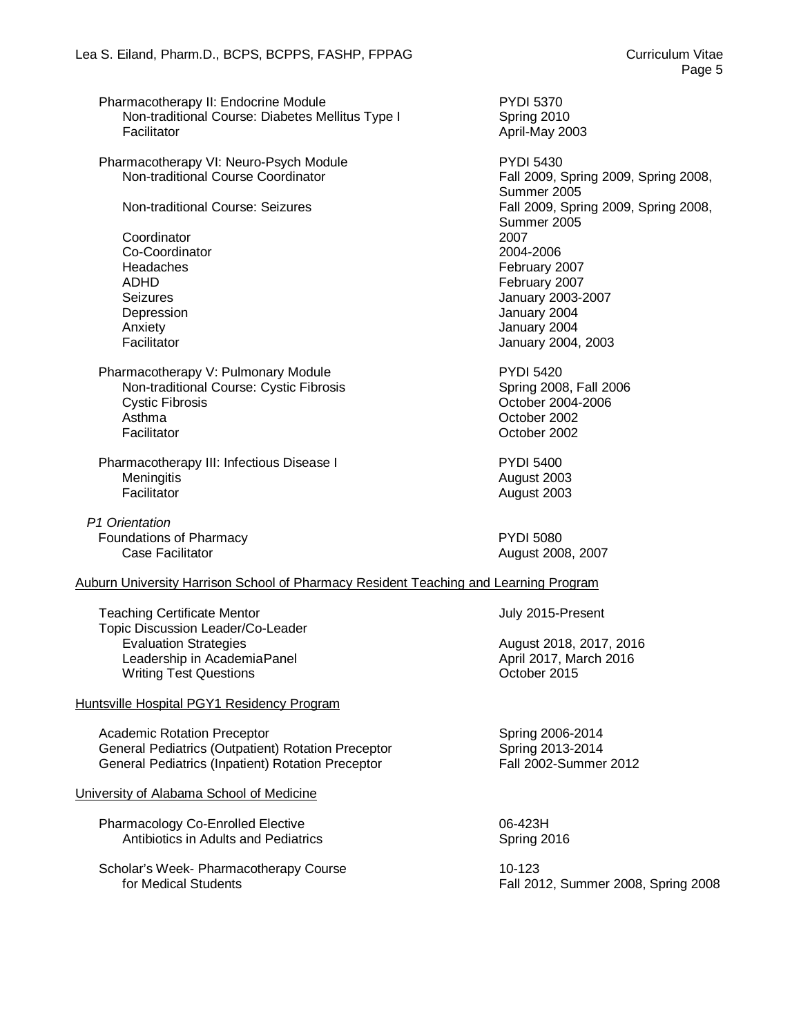Pharmacotherapy II: Endocrine Module — PYDI 5370
- Non-traditional Course: Diabetes Mellitus Type I — Spring 2010
- Facilitator — April-May 2003

Pharmacotherapy VI: Neuro-Psych Module — PYDI 5430
- Non-traditional Course Coordinator — Fall 2009, Spring 2009, Spring 2008, Summer 2005
- Non-traditional Course: Seizures — Fall 2009, Spring 2009, Spring 2008, Summer 2005
- Coordinator — 2007
- Co-Coordinator — 2004-2006
- Headaches — February 2007
- ADHD — February 2007
- Seizures — January 2003-2007
- Depression — January 2004
- Anxiety — January 2004
- Facilitator — January 2004, 2003

Pharmacotherapy V: Pulmonary Module — PYDI 5420
- Non-traditional Course: Cystic Fibrosis — Spring 2008, Fall 2006
- Cystic Fibrosis — October 2004-2006
- Asthma — October 2002
- Facilitator — October 2002

Pharmacotherapy III: Infectious Disease I — PYDI 5400
- Meningitis — August 2003
- Facilitator — August 2003

*P1 Orientation*

Foundations of Pharmacy — PYDI 5080
- Case Facilitator — August 2008, 2007

<u>Auburn University Harrison School of Pharmacy Resident Teaching and Learning Program</u>

Teaching Certificate Mentor — July 2015-Present

Topic Discussion Leader/Co-Leader
- Evaluation Strategies — August 2018, 2017, 2016
- Leadership in AcademiaPanel — April 2017, March 2016
- Writing Test Questions — October 2015

<u>Huntsville Hospital PGY1 Residency Program</u>

Academic Rotation Preceptor — Spring 2006-2014

General Pediatrics (Outpatient) Rotation Preceptor — Spring 2013-2014

General Pediatrics (Inpatient) Rotation Preceptor — Fall 2002-Summer 2012

<u>University of Alabama School of Medicine</u>

Pharmacology Co-Enrolled Elective — 06-423H
- Antibiotics in Adults and Pediatrics — Spring 2016

Scholar's Week- Pharmacotherapy Course for Medical Students — 10-123 — Fall 2012, Summer 2008, Spring 2008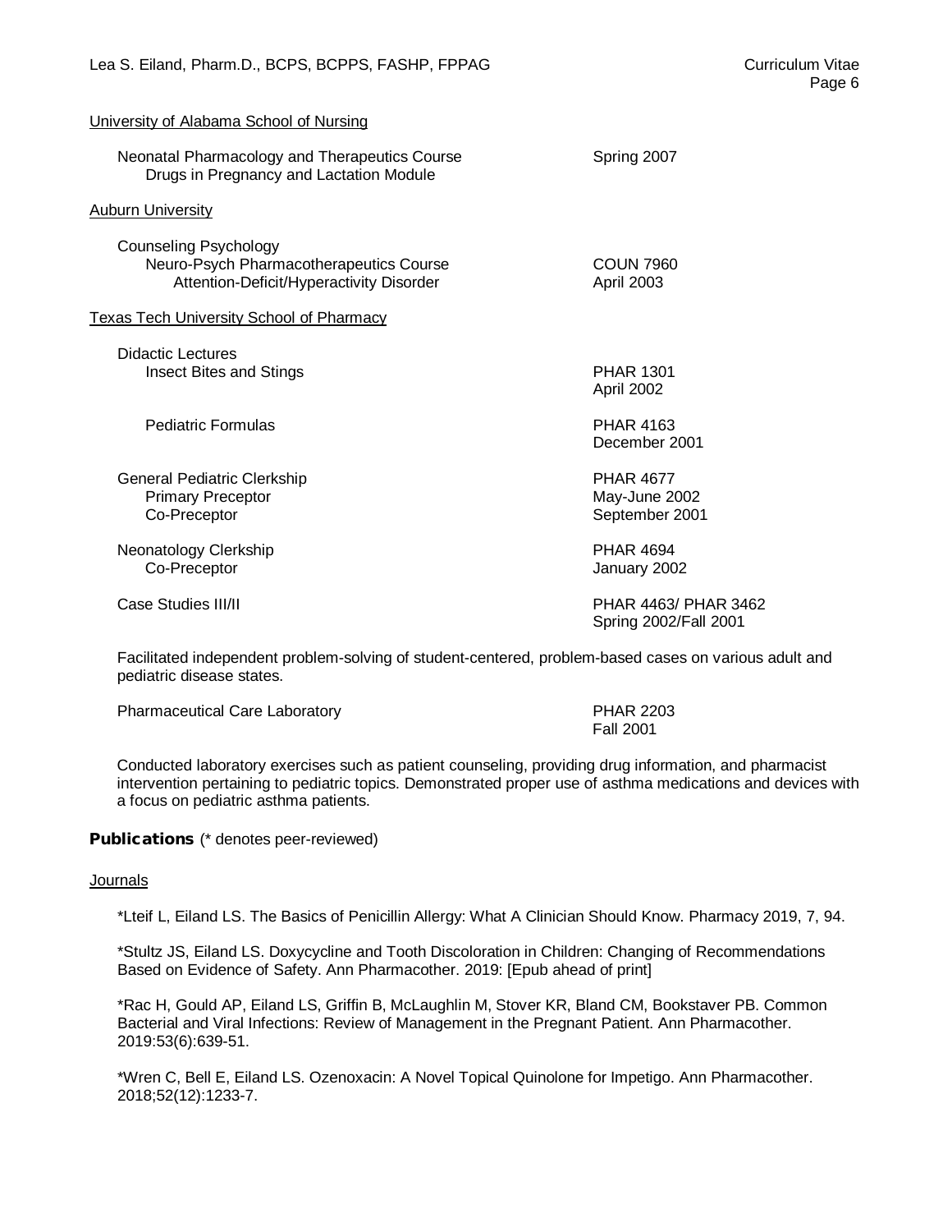University of Alabama School of Nursing

Neonatal Pharmacology and Therapeutics Course — Spring 2007
Drugs in Pregnancy and Lactation Module

Auburn University

Counseling Psychology
Neuro-Psych Pharmacotherapeutics Course — COUN 7960
Attention-Deficit/Hyperactivity Disorder — April 2003

Texas Tech University School of Pharmacy

Didactic Lectures
Insect Bites and Stings — PHAR 1301, April 2002

Pediatric Formulas — PHAR 4163, December 2001

General Pediatric Clerkship — PHAR 4677
Primary Preceptor — May-June 2002
Co-Preceptor — September 2001

Neonatology Clerkship — PHAR 4694
Co-Preceptor — January 2002

Case Studies III/II — PHAR 4463/ PHAR 3462, Spring 2002/Fall 2001

Facilitated independent problem-solving of student-centered, problem-based cases on various adult and pediatric disease states.

Pharmaceutical Care Laboratory — PHAR 2203, Fall 2001

Conducted laboratory exercises such as patient counseling, providing drug information, and pharmacist intervention pertaining to pediatric topics. Demonstrated proper use of asthma medications and devices with a focus on pediatric asthma patients.

## Publications (* denotes peer-reviewed)

Journals

*Lteif L, Eiland LS. The Basics of Penicillin Allergy: What A Clinician Should Know. Pharmacy 2019, 7, 94.

*Stultz JS, Eiland LS. Doxycycline and Tooth Discoloration in Children: Changing of Recommendations Based on Evidence of Safety. Ann Pharmacother. 2019: [Epub ahead of print]

*Rac H, Gould AP, Eiland LS, Griffin B, McLaughlin M, Stover KR, Bland CM, Bookstaver PB. Common Bacterial and Viral Infections: Review of Management in the Pregnant Patient. Ann Pharmacother. 2019:53(6):639-51.

*Wren C, Bell E, Eiland LS. Ozenoxacin: A Novel Topical Quinolone for Impetigo. Ann Pharmacother. 2018;52(12):1233-7.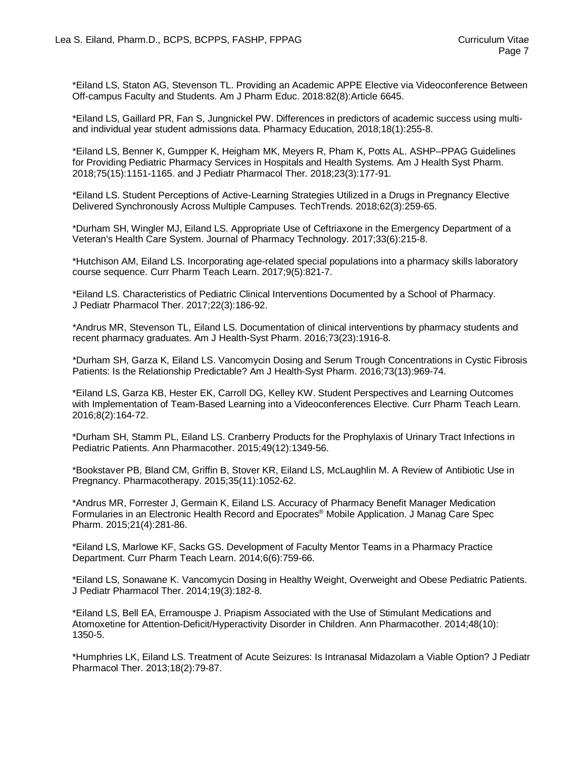*Eiland LS, Staton AG, Stevenson TL. Providing an Academic APPE Elective via Videoconference Between Off-campus Faculty and Students. Am J Pharm Educ. 2018:82(8):Article 6645.

*Eiland LS, Gaillard PR, Fan S, Jungnickel PW. Differences in predictors of academic success using multi- and individual year student admissions data. Pharmacy Education, 2018;18(1):255-8.

*Eiland LS, Benner K, Gumpper K, Heigham MK, Meyers R, Pham K, Potts AL. ASHP–PPAG Guidelines for Providing Pediatric Pharmacy Services in Hospitals and Health Systems. Am J Health Syst Pharm. 2018;75(15):1151-1165. and J Pediatr Pharmacol Ther. 2018;23(3):177-91.

*Eiland LS. Student Perceptions of Active-Learning Strategies Utilized in a Drugs in Pregnancy Elective Delivered Synchronously Across Multiple Campuses. TechTrends. 2018;62(3):259-65.

*Durham SH, Wingler MJ, Eiland LS. Appropriate Use of Ceftriaxone in the Emergency Department of a Veteran's Health Care System. Journal of Pharmacy Technology. 2017;33(6):215-8.

*Hutchison AM, Eiland LS. Incorporating age-related special populations into a pharmacy skills laboratory course sequence. Curr Pharm Teach Learn. 2017;9(5):821-7.

*Eiland LS. Characteristics of Pediatric Clinical Interventions Documented by a School of Pharmacy. J Pediatr Pharmacol Ther. 2017;22(3):186-92.

*Andrus MR, Stevenson TL, Eiland LS. Documentation of clinical interventions by pharmacy students and recent pharmacy graduates. Am J Health-Syst Pharm. 2016;73(23):1916-8.

*Durham SH, Garza K, Eiland LS. Vancomycin Dosing and Serum Trough Concentrations in Cystic Fibrosis Patients: Is the Relationship Predictable? Am J Health-Syst Pharm. 2016;73(13):969-74.

*Eiland LS, Garza KB, Hester EK, Carroll DG, Kelley KW. Student Perspectives and Learning Outcomes with Implementation of Team-Based Learning into a Videoconferences Elective. Curr Pharm Teach Learn. 2016;8(2):164-72.

*Durham SH, Stamm PL, Eiland LS. Cranberry Products for the Prophylaxis of Urinary Tract Infections in Pediatric Patients. Ann Pharmacother. 2015;49(12):1349-56.

*Bookstaver PB, Bland CM, Griffin B, Stover KR, Eiland LS, McLaughlin M. A Review of Antibiotic Use in Pregnancy. Pharmacotherapy. 2015;35(11):1052-62.

*Andrus MR, Forrester J, Germain K, Eiland LS. Accuracy of Pharmacy Benefit Manager Medication Formularies in an Electronic Health Record and Epocrates® Mobile Application. J Manag Care Spec Pharm. 2015;21(4):281-86.

*Eiland LS, Marlowe KF, Sacks GS. Development of Faculty Mentor Teams in a Pharmacy Practice Department. Curr Pharm Teach Learn. 2014;6(6):759-66.

*Eiland LS, Sonawane K. Vancomycin Dosing in Healthy Weight, Overweight and Obese Pediatric Patients. J Pediatr Pharmacol Ther. 2014;19(3):182-8.

*Eiland LS, Bell EA, Erramouspe J. Priapism Associated with the Use of Stimulant Medications and Atomoxetine for Attention-Deficit/Hyperactivity Disorder in Children. Ann Pharmacother. 2014;48(10): 1350-5.

*Humphries LK, Eiland LS. Treatment of Acute Seizures: Is Intranasal Midazolam a Viable Option? J Pediatr Pharmacol Ther. 2013;18(2):79-87.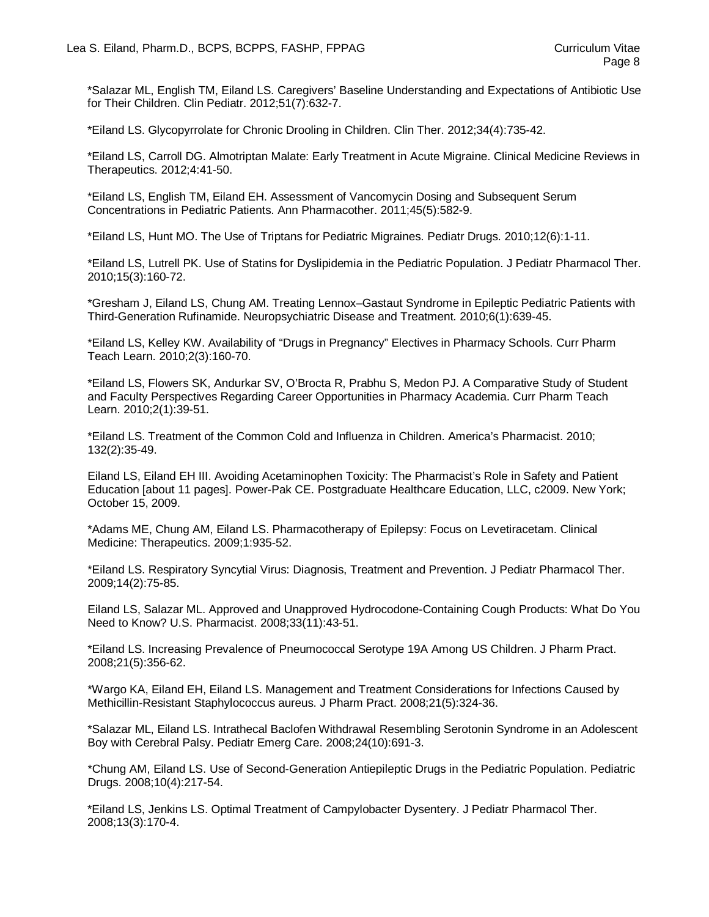*Salazar ML, English TM, Eiland LS. Caregivers' Baseline Understanding and Expectations of Antibiotic Use for Their Children. Clin Pediatr. 2012;51(7):632-7.

*Eiland LS. Glycopyrrolate for Chronic Drooling in Children. Clin Ther. 2012;34(4):735-42.

*Eiland LS, Carroll DG. Almotriptan Malate: Early Treatment in Acute Migraine. Clinical Medicine Reviews in Therapeutics. 2012;4:41-50.

*Eiland LS, English TM, Eiland EH. Assessment of Vancomycin Dosing and Subsequent Serum Concentrations in Pediatric Patients. Ann Pharmacother. 2011;45(5):582-9.

*Eiland LS, Hunt MO. The Use of Triptans for Pediatric Migraines. Pediatr Drugs. 2010;12(6):1-11.

*Eiland LS, Lutrell PK. Use of Statins for Dyslipidemia in the Pediatric Population. J Pediatr Pharmacol Ther. 2010;15(3):160-72.

*Gresham J, Eiland LS, Chung AM. Treating Lennox–Gastaut Syndrome in Epileptic Pediatric Patients with Third-Generation Rufinamide. Neuropsychiatric Disease and Treatment. 2010;6(1):639-45.

*Eiland LS, Kelley KW. Availability of "Drugs in Pregnancy" Electives in Pharmacy Schools. Curr Pharm Teach Learn. 2010;2(3):160-70.

*Eiland LS, Flowers SK, Andurkar SV, O'Brocta R, Prabhu S, Medon PJ. A Comparative Study of Student and Faculty Perspectives Regarding Career Opportunities in Pharmacy Academia. Curr Pharm Teach Learn. 2010;2(1):39-51.

*Eiland LS. Treatment of the Common Cold and Influenza in Children. America's Pharmacist. 2010; 132(2):35-49.

Eiland LS, Eiland EH III. Avoiding Acetaminophen Toxicity: The Pharmacist's Role in Safety and Patient Education [about 11 pages]. Power-Pak CE. Postgraduate Healthcare Education, LLC, c2009. New York; October 15, 2009.

*Adams ME, Chung AM, Eiland LS. Pharmacotherapy of Epilepsy: Focus on Levetiracetam. Clinical Medicine: Therapeutics. 2009;1:935-52.

*Eiland LS. Respiratory Syncytial Virus: Diagnosis, Treatment and Prevention. J Pediatr Pharmacol Ther. 2009;14(2):75-85.

Eiland LS, Salazar ML. Approved and Unapproved Hydrocodone-Containing Cough Products: What Do You Need to Know? U.S. Pharmacist. 2008;33(11):43-51.

*Eiland LS. Increasing Prevalence of Pneumococcal Serotype 19A Among US Children. J Pharm Pract. 2008;21(5):356-62.

*Wargo KA, Eiland EH, Eiland LS. Management and Treatment Considerations for Infections Caused by Methicillin-Resistant Staphylococcus aureus. J Pharm Pract. 2008;21(5):324-36.

*Salazar ML, Eiland LS. Intrathecal Baclofen Withdrawal Resembling Serotonin Syndrome in an Adolescent Boy with Cerebral Palsy. Pediatr Emerg Care. 2008;24(10):691-3.

*Chung AM, Eiland LS. Use of Second-Generation Antiepileptic Drugs in the Pediatric Population. Pediatric Drugs. 2008;10(4):217-54.

*Eiland LS, Jenkins LS. Optimal Treatment of Campylobacter Dysentery. J Pediatr Pharmacol Ther. 2008;13(3):170-4.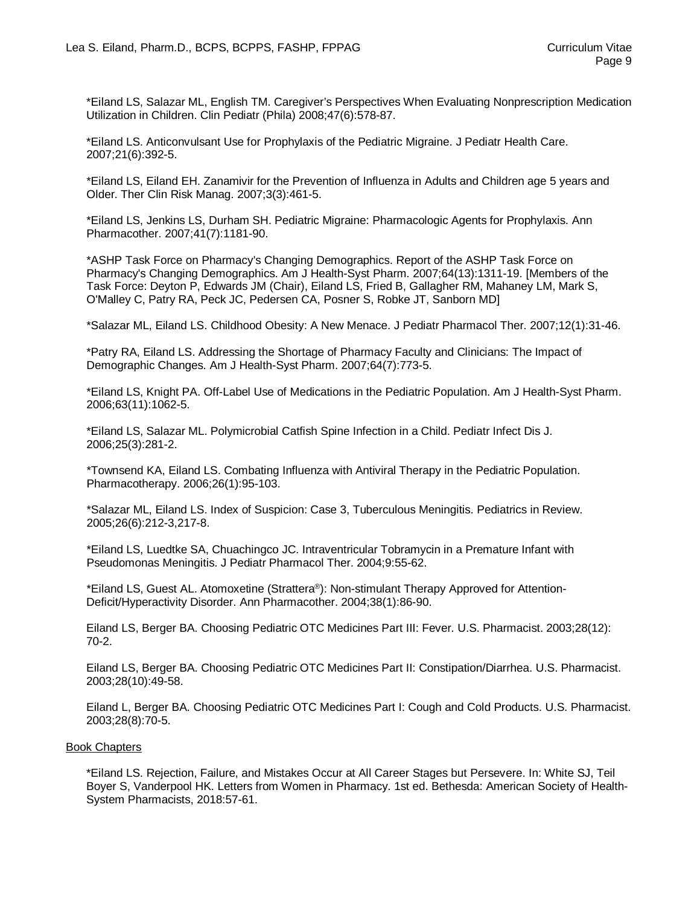*Eiland LS, Salazar ML, English TM. Caregiver's Perspectives When Evaluating Nonprescription Medication Utilization in Children. Clin Pediatr (Phila) 2008;47(6):578-87.

*Eiland LS. Anticonvulsant Use for Prophylaxis of the Pediatric Migraine. J Pediatr Health Care. 2007;21(6):392-5.

*Eiland LS, Eiland EH. Zanamivir for the Prevention of Influenza in Adults and Children age 5 years and Older. Ther Clin Risk Manag. 2007;3(3):461-5.

*Eiland LS, Jenkins LS, Durham SH. Pediatric Migraine: Pharmacologic Agents for Prophylaxis. Ann Pharmacother. 2007;41(7):1181-90.

*ASHP Task Force on Pharmacy's Changing Demographics. Report of the ASHP Task Force on Pharmacy's Changing Demographics. Am J Health-Syst Pharm. 2007;64(13):1311-19. [Members of the Task Force: Deyton P, Edwards JM (Chair), Eiland LS, Fried B, Gallagher RM, Mahaney LM, Mark S, O'Malley C, Patry RA, Peck JC, Pedersen CA, Posner S, Robke JT, Sanborn MD]

*Salazar ML, Eiland LS. Childhood Obesity: A New Menace. J Pediatr Pharmacol Ther. 2007;12(1):31-46.

*Patry RA, Eiland LS. Addressing the Shortage of Pharmacy Faculty and Clinicians: The Impact of Demographic Changes. Am J Health-Syst Pharm. 2007;64(7):773-5.

*Eiland LS, Knight PA. Off-Label Use of Medications in the Pediatric Population. Am J Health-Syst Pharm. 2006;63(11):1062-5.

*Eiland LS, Salazar ML. Polymicrobial Catfish Spine Infection in a Child. Pediatr Infect Dis J. 2006;25(3):281-2.

*Townsend KA, Eiland LS. Combating Influenza with Antiviral Therapy in the Pediatric Population. Pharmacotherapy. 2006;26(1):95-103.

*Salazar ML, Eiland LS. Index of Suspicion: Case 3, Tuberculous Meningitis. Pediatrics in Review. 2005;26(6):212-3,217-8.

*Eiland LS, Luedtke SA, Chuachingco JC. Intraventricular Tobramycin in a Premature Infant with Pseudomonas Meningitis. J Pediatr Pharmacol Ther. 2004;9:55-62.

*Eiland LS, Guest AL. Atomoxetine (Strattera®): Non-stimulant Therapy Approved for Attention-Deficit/Hyperactivity Disorder. Ann Pharmacother. 2004;38(1):86-90.

Eiland LS, Berger BA. Choosing Pediatric OTC Medicines Part III: Fever. U.S. Pharmacist. 2003;28(12): 70-2.

Eiland LS, Berger BA. Choosing Pediatric OTC Medicines Part II: Constipation/Diarrhea. U.S. Pharmacist. 2003;28(10):49-58.

Eiland L, Berger BA. Choosing Pediatric OTC Medicines Part I: Cough and Cold Products. U.S. Pharmacist. 2003;28(8):70-5.

Book Chapters

*Eiland LS. Rejection, Failure, and Mistakes Occur at All Career Stages but Persevere. In: White SJ, Teil Boyer S, Vanderpool HK. Letters from Women in Pharmacy. 1st ed. Bethesda: American Society of Health-System Pharmacists, 2018:57-61.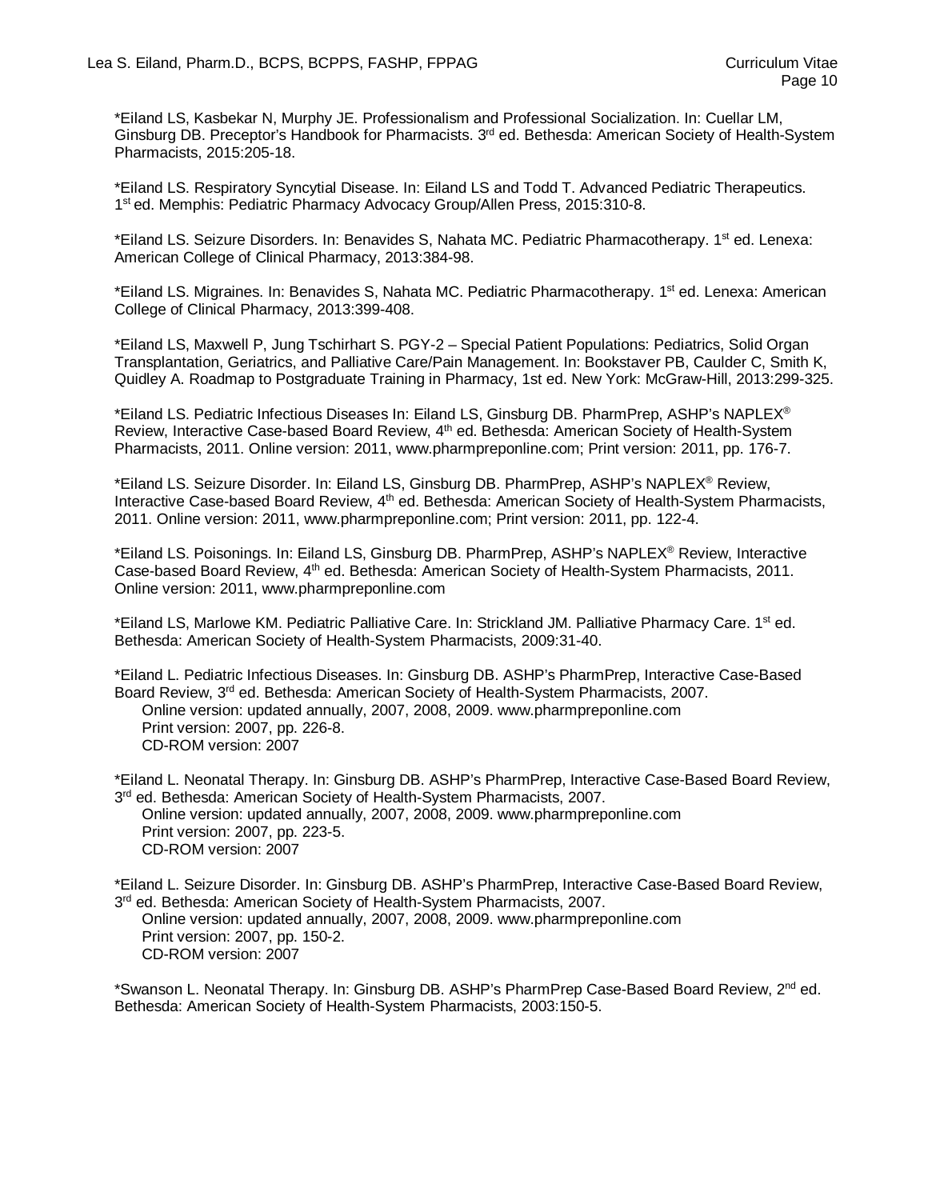*Eiland LS, Kasbekar N, Murphy JE. Professionalism and Professional Socialization. In: Cuellar LM, Ginsburg DB. Preceptor's Handbook for Pharmacists. 3rd ed. Bethesda: American Society of Health-System Pharmacists, 2015:205-18.

*Eiland LS. Respiratory Syncytial Disease. In: Eiland LS and Todd T. Advanced Pediatric Therapeutics. 1st ed. Memphis: Pediatric Pharmacy Advocacy Group/Allen Press, 2015:310-8.

*Eiland LS. Seizure Disorders. In: Benavides S, Nahata MC. Pediatric Pharmacotherapy. 1st ed. Lenexa: American College of Clinical Pharmacy, 2013:384-98.

*Eiland LS. Migraines. In: Benavides S, Nahata MC. Pediatric Pharmacotherapy. 1st ed. Lenexa: American College of Clinical Pharmacy, 2013:399-408.

*Eiland LS, Maxwell P, Jung Tschirhart S. PGY-2 – Special Patient Populations: Pediatrics, Solid Organ Transplantation, Geriatrics, and Palliative Care/Pain Management. In: Bookstaver PB, Caulder C, Smith K, Quidley A. Roadmap to Postgraduate Training in Pharmacy, 1st ed. New York: McGraw-Hill, 2013:299-325.

*Eiland LS. Pediatric Infectious Diseases In: Eiland LS, Ginsburg DB. PharmPrep, ASHP's NAPLEX® Review, Interactive Case-based Board Review, 4th ed. Bethesda: American Society of Health-System Pharmacists, 2011. Online version: 2011, www.pharmpreponline.com; Print version: 2011, pp. 176-7.

*Eiland LS. Seizure Disorder. In: Eiland LS, Ginsburg DB. PharmPrep, ASHP's NAPLEX® Review, Interactive Case-based Board Review, 4th ed. Bethesda: American Society of Health-System Pharmacists, 2011. Online version: 2011, www.pharmpreponline.com; Print version: 2011, pp. 122-4.

*Eiland LS. Poisonings. In: Eiland LS, Ginsburg DB. PharmPrep, ASHP's NAPLEX® Review, Interactive Case-based Board Review, 4th ed. Bethesda: American Society of Health-System Pharmacists, 2011. Online version: 2011, www.pharmpreponline.com

*Eiland LS, Marlowe KM. Pediatric Palliative Care. In: Strickland JM. Palliative Pharmacy Care. 1st ed. Bethesda: American Society of Health-System Pharmacists, 2009:31-40.

*Eiland L. Pediatric Infectious Diseases. In: Ginsburg DB. ASHP's PharmPrep, Interactive Case-Based Board Review, 3rd ed. Bethesda: American Society of Health-System Pharmacists, 2007.
Online version: updated annually, 2007, 2008, 2009. www.pharmpreponline.com
Print version: 2007, pp. 226-8.
CD-ROM version: 2007

*Eiland L. Neonatal Therapy. In: Ginsburg DB. ASHP's PharmPrep, Interactive Case-Based Board Review, 3rd ed. Bethesda: American Society of Health-System Pharmacists, 2007.
Online version: updated annually, 2007, 2008, 2009. www.pharmpreponline.com
Print version: 2007, pp. 223-5.
CD-ROM version: 2007

*Eiland L. Seizure Disorder. In: Ginsburg DB. ASHP's PharmPrep, Interactive Case-Based Board Review, 3rd ed. Bethesda: American Society of Health-System Pharmacists, 2007.
Online version: updated annually, 2007, 2008, 2009. www.pharmpreponline.com
Print version: 2007, pp. 150-2.
CD-ROM version: 2007

*Swanson L. Neonatal Therapy. In: Ginsburg DB. ASHP's PharmPrep Case-Based Board Review, 2nd ed. Bethesda: American Society of Health-System Pharmacists, 2003:150-5.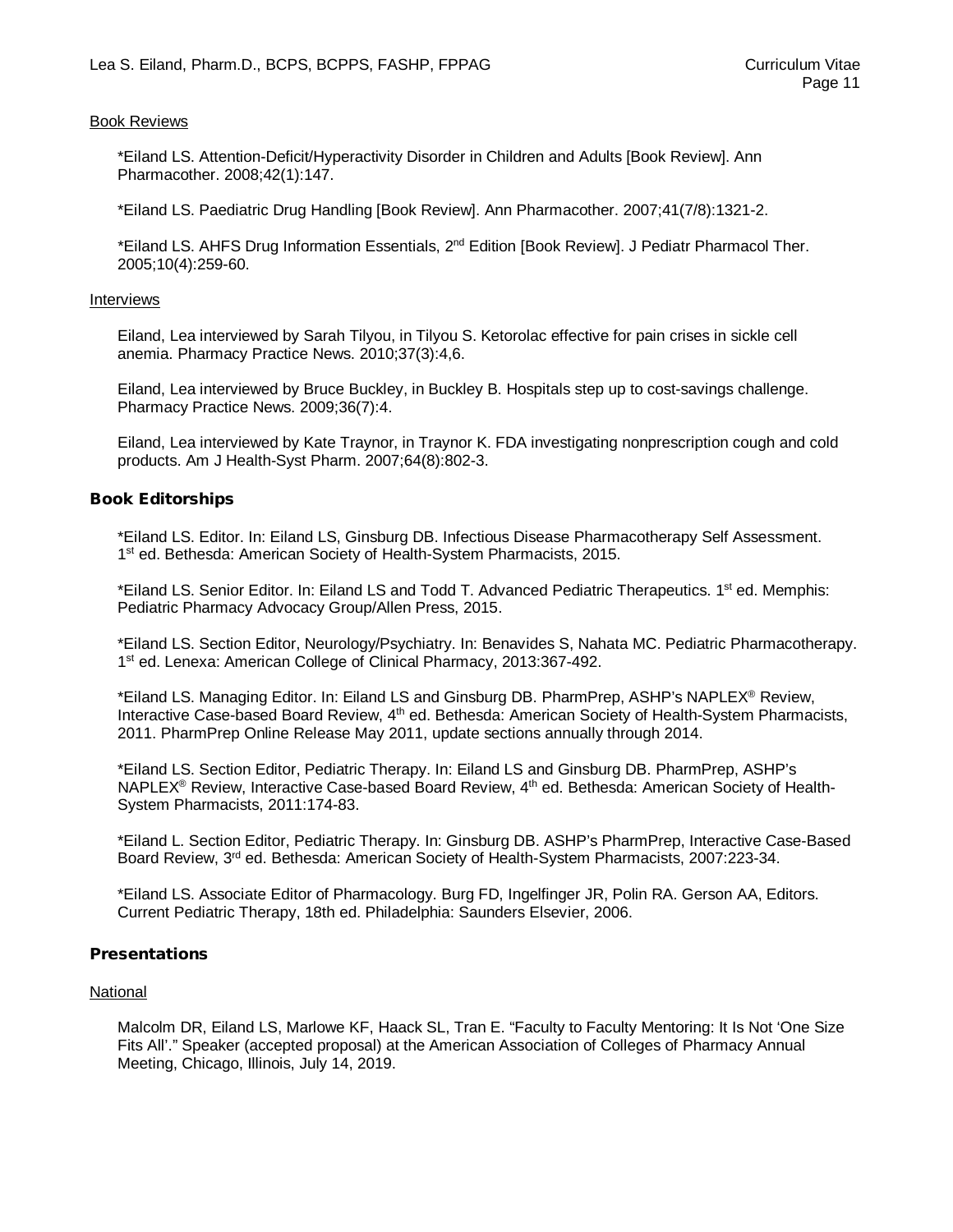Book Reviews

*Eiland LS. Attention-Deficit/Hyperactivity Disorder in Children and Adults [Book Review]. Ann Pharmacother. 2008;42(1):147.

*Eiland LS. Paediatric Drug Handling [Book Review]. Ann Pharmacother. 2007;41(7/8):1321-2.

*Eiland LS. AHFS Drug Information Essentials, 2nd Edition [Book Review]. J Pediatr Pharmacol Ther. 2005;10(4):259-60.

Interviews

Eiland, Lea interviewed by Sarah Tilyou, in Tilyou S. Ketorolac effective for pain crises in sickle cell anemia. Pharmacy Practice News. 2010;37(3):4,6.

Eiland, Lea interviewed by Bruce Buckley, in Buckley B. Hospitals step up to cost-savings challenge. Pharmacy Practice News. 2009;36(7):4.

Eiland, Lea interviewed by Kate Traynor, in Traynor K. FDA investigating nonprescription cough and cold products. Am J Health-Syst Pharm. 2007;64(8):802-3.

## Book Editorships

*Eiland LS. Editor. In: Eiland LS, Ginsburg DB. Infectious Disease Pharmacotherapy Self Assessment. 1st ed. Bethesda: American Society of Health-System Pharmacists, 2015.

*Eiland LS. Senior Editor. In: Eiland LS and Todd T. Advanced Pediatric Therapeutics. 1st ed. Memphis: Pediatric Pharmacy Advocacy Group/Allen Press, 2015.

*Eiland LS. Section Editor, Neurology/Psychiatry. In: Benavides S, Nahata MC. Pediatric Pharmacotherapy. 1st ed. Lenexa: American College of Clinical Pharmacy, 2013:367-492.

*Eiland LS. Managing Editor. In: Eiland LS and Ginsburg DB. PharmPrep, ASHP's NAPLEX® Review, Interactive Case-based Board Review, 4th ed. Bethesda: American Society of Health-System Pharmacists, 2011. PharmPrep Online Release May 2011, update sections annually through 2014.

*Eiland LS. Section Editor, Pediatric Therapy. In: Eiland LS and Ginsburg DB. PharmPrep, ASHP's NAPLEX® Review, Interactive Case-based Board Review, 4th ed. Bethesda: American Society of Health-System Pharmacists, 2011:174-83.

*Eiland L. Section Editor, Pediatric Therapy. In: Ginsburg DB. ASHP's PharmPrep, Interactive Case-Based Board Review, 3rd ed. Bethesda: American Society of Health-System Pharmacists, 2007:223-34.

*Eiland LS. Associate Editor of Pharmacology. Burg FD, Ingelfinger JR, Polin RA. Gerson AA, Editors. Current Pediatric Therapy, 18th ed. Philadelphia: Saunders Elsevier, 2006.

## Presentations

National

Malcolm DR, Eiland LS, Marlowe KF, Haack SL, Tran E. "Faculty to Faculty Mentoring: It Is Not 'One Size Fits All'." Speaker (accepted proposal) at the American Association of Colleges of Pharmacy Annual Meeting, Chicago, Illinois, July 14, 2019.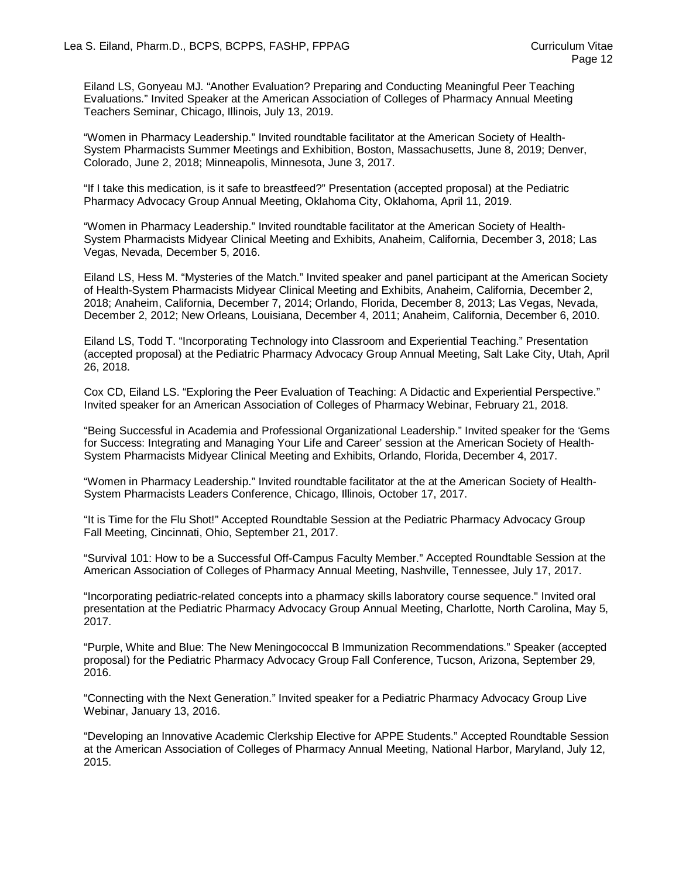Eiland LS, Gonyeau MJ. "Another Evaluation? Preparing and Conducting Meaningful Peer Teaching Evaluations." Invited Speaker at the American Association of Colleges of Pharmacy Annual Meeting Teachers Seminar, Chicago, Illinois, July 13, 2019.

"Women in Pharmacy Leadership." Invited roundtable facilitator at the American Society of Health-System Pharmacists Summer Meetings and Exhibition, Boston, Massachusetts, June 8, 2019; Denver, Colorado, June 2, 2018; Minneapolis, Minnesota, June 3, 2017.

"If I take this medication, is it safe to breastfeed?" Presentation (accepted proposal) at the Pediatric Pharmacy Advocacy Group Annual Meeting, Oklahoma City, Oklahoma, April 11, 2019.

"Women in Pharmacy Leadership." Invited roundtable facilitator at the American Society of Health-System Pharmacists Midyear Clinical Meeting and Exhibits, Anaheim, California, December 3, 2018; Las Vegas, Nevada, December 5, 2016.

Eiland LS, Hess M. "Mysteries of the Match." Invited speaker and panel participant at the American Society of Health-System Pharmacists Midyear Clinical Meeting and Exhibits, Anaheim, California, December 2, 2018; Anaheim, California, December 7, 2014; Orlando, Florida, December 8, 2013; Las Vegas, Nevada, December 2, 2012; New Orleans, Louisiana, December 4, 2011; Anaheim, California, December 6, 2010.

Eiland LS, Todd T. "Incorporating Technology into Classroom and Experiential Teaching." Presentation (accepted proposal) at the Pediatric Pharmacy Advocacy Group Annual Meeting, Salt Lake City, Utah, April 26, 2018.

Cox CD, Eiland LS. "Exploring the Peer Evaluation of Teaching: A Didactic and Experiential Perspective." Invited speaker for an American Association of Colleges of Pharmacy Webinar, February 21, 2018.

"Being Successful in Academia and Professional Organizational Leadership." Invited speaker for the 'Gems for Success: Integrating and Managing Your Life and Career' session at the American Society of Health-System Pharmacists Midyear Clinical Meeting and Exhibits, Orlando, Florida, December 4, 2017.

"Women in Pharmacy Leadership." Invited roundtable facilitator at the at the American Society of Health-System Pharmacists Leaders Conference, Chicago, Illinois, October 17, 2017.

"It is Time for the Flu Shot!" Accepted Roundtable Session at the Pediatric Pharmacy Advocacy Group Fall Meeting, Cincinnati, Ohio, September 21, 2017.

"Survival 101: How to be a Successful Off-Campus Faculty Member." Accepted Roundtable Session at the American Association of Colleges of Pharmacy Annual Meeting, Nashville, Tennessee, July 17, 2017.

"Incorporating pediatric-related concepts into a pharmacy skills laboratory course sequence." Invited oral presentation at the Pediatric Pharmacy Advocacy Group Annual Meeting, Charlotte, North Carolina, May 5, 2017.

"Purple, White and Blue: The New Meningococcal B Immunization Recommendations." Speaker (accepted proposal) for the Pediatric Pharmacy Advocacy Group Fall Conference, Tucson, Arizona, September 29, 2016.

"Connecting with the Next Generation." Invited speaker for a Pediatric Pharmacy Advocacy Group Live Webinar, January 13, 2016.

"Developing an Innovative Academic Clerkship Elective for APPE Students." Accepted Roundtable Session at the American Association of Colleges of Pharmacy Annual Meeting, National Harbor, Maryland, July 12, 2015.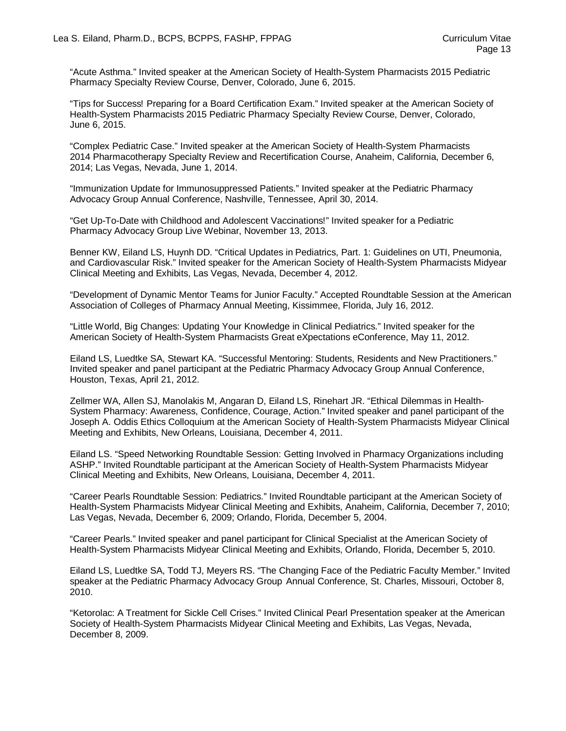"Acute Asthma." Invited speaker at the American Society of Health-System Pharmacists 2015 Pediatric Pharmacy Specialty Review Course, Denver, Colorado, June 6, 2015.

"Tips for Success! Preparing for a Board Certification Exam." Invited speaker at the American Society of Health-System Pharmacists 2015 Pediatric Pharmacy Specialty Review Course, Denver, Colorado, June 6, 2015.

"Complex Pediatric Case." Invited speaker at the American Society of Health-System Pharmacists 2014 Pharmacotherapy Specialty Review and Recertification Course, Anaheim, California, December 6, 2014; Las Vegas, Nevada, June 1, 2014.

"Immunization Update for Immunosuppressed Patients." Invited speaker at the Pediatric Pharmacy Advocacy Group Annual Conference, Nashville, Tennessee, April 30, 2014.

"Get Up-To-Date with Childhood and Adolescent Vaccinations!" Invited speaker for a Pediatric Pharmacy Advocacy Group Live Webinar, November 13, 2013.

Benner KW, Eiland LS, Huynh DD. "Critical Updates in Pediatrics, Part. 1: Guidelines on UTI, Pneumonia, and Cardiovascular Risk." Invited speaker for the American Society of Health-System Pharmacists Midyear Clinical Meeting and Exhibits, Las Vegas, Nevada, December 4, 2012.

"Development of Dynamic Mentor Teams for Junior Faculty." Accepted Roundtable Session at the American Association of Colleges of Pharmacy Annual Meeting, Kissimmee, Florida, July 16, 2012.

"Little World, Big Changes: Updating Your Knowledge in Clinical Pediatrics." Invited speaker for the American Society of Health-System Pharmacists Great eXpectations eConference, May 11, 2012.

Eiland LS, Luedtke SA, Stewart KA. "Successful Mentoring: Students, Residents and New Practitioners." Invited speaker and panel participant at the Pediatric Pharmacy Advocacy Group Annual Conference, Houston, Texas, April 21, 2012.

Zellmer WA, Allen SJ, Manolakis M, Angaran D, Eiland LS, Rinehart JR. "Ethical Dilemmas in Health-System Pharmacy: Awareness, Confidence, Courage, Action." Invited speaker and panel participant of the Joseph A. Oddis Ethics Colloquium at the American Society of Health-System Pharmacists Midyear Clinical Meeting and Exhibits, New Orleans, Louisiana, December 4, 2011.

Eiland LS. "Speed Networking Roundtable Session: Getting Involved in Pharmacy Organizations including ASHP." Invited Roundtable participant at the American Society of Health-System Pharmacists Midyear Clinical Meeting and Exhibits, New Orleans, Louisiana, December 4, 2011.

"Career Pearls Roundtable Session: Pediatrics." Invited Roundtable participant at the American Society of Health-System Pharmacists Midyear Clinical Meeting and Exhibits, Anaheim, California, December 7, 2010; Las Vegas, Nevada, December 6, 2009; Orlando, Florida, December 5, 2004.

"Career Pearls." Invited speaker and panel participant for Clinical Specialist at the American Society of Health-System Pharmacists Midyear Clinical Meeting and Exhibits, Orlando, Florida, December 5, 2010.

Eiland LS, Luedtke SA, Todd TJ, Meyers RS. "The Changing Face of the Pediatric Faculty Member." Invited speaker at the Pediatric Pharmacy Advocacy Group Annual Conference, St. Charles, Missouri, October 8, 2010.

"Ketorolac: A Treatment for Sickle Cell Crises." Invited Clinical Pearl Presentation speaker at the American Society of Health-System Pharmacists Midyear Clinical Meeting and Exhibits, Las Vegas, Nevada, December 8, 2009.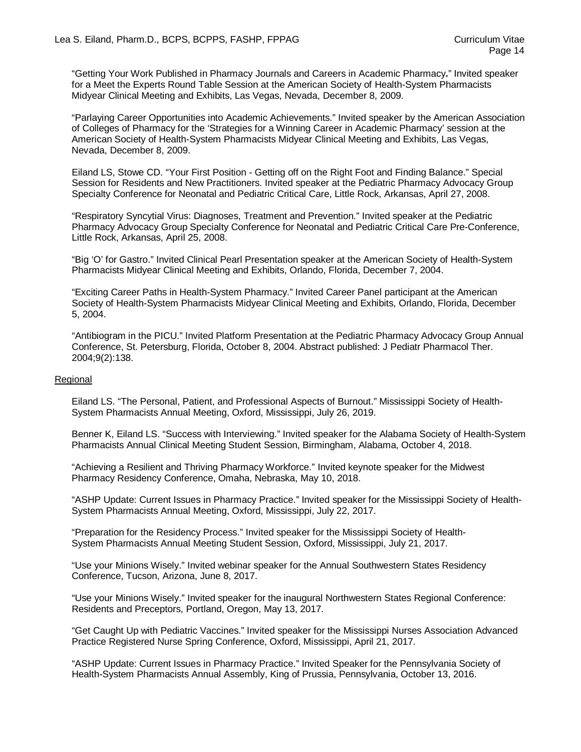"Getting Your Work Published in Pharmacy Journals and Careers in Academic Pharmacy**.**" Invited speaker for a Meet the Experts Round Table Session at the American Society of Health-System Pharmacists Midyear Clinical Meeting and Exhibits, Las Vegas, Nevada, December 8, 2009.

"Parlaying Career Opportunities into Academic Achievements." Invited speaker by the American Association of Colleges of Pharmacy for the 'Strategies for a Winning Career in Academic Pharmacy' session at the American Society of Health-System Pharmacists Midyear Clinical Meeting and Exhibits, Las Vegas, Nevada, December 8, 2009.

Eiland LS, Stowe CD. "Your First Position - Getting off on the Right Foot and Finding Balance." Special Session for Residents and New Practitioners. Invited speaker at the Pediatric Pharmacy Advocacy Group Specialty Conference for Neonatal and Pediatric Critical Care, Little Rock, Arkansas, April 27, 2008.

"Respiratory Syncytial Virus: Diagnoses, Treatment and Prevention." Invited speaker at the Pediatric Pharmacy Advocacy Group Specialty Conference for Neonatal and Pediatric Critical Care Pre-Conference, Little Rock, Arkansas, April 25, 2008.

"Big 'O' for Gastro." Invited Clinical Pearl Presentation speaker at the American Society of Health-System Pharmacists Midyear Clinical Meeting and Exhibits, Orlando, Florida, December 7, 2004.

"Exciting Career Paths in Health-System Pharmacy." Invited Career Panel participant at the American Society of Health-System Pharmacists Midyear Clinical Meeting and Exhibits, Orlando, Florida, December 5, 2004.

"Antibiogram in the PICU." Invited Platform Presentation at the Pediatric Pharmacy Advocacy Group Annual Conference, St. Petersburg, Florida, October 8, 2004. Abstract published: J Pediatr Pharmacol Ther. 2004;9(2):138.

Regional

Eiland LS. "The Personal, Patient, and Professional Aspects of Burnout." Mississippi Society of Health-System Pharmacists Annual Meeting, Oxford, Mississippi, July 26, 2019.

Benner K, Eiland LS. "Success with Interviewing." Invited speaker for the Alabama Society of Health-System Pharmacists Annual Clinical Meeting Student Session, Birmingham, Alabama, October 4, 2018.

"Achieving a Resilient and Thriving Pharmacy Workforce." Invited keynote speaker for the Midwest Pharmacy Residency Conference, Omaha, Nebraska, May 10, 2018.

"ASHP Update: Current Issues in Pharmacy Practice." Invited speaker for the Mississippi Society of Health-System Pharmacists Annual Meeting, Oxford, Mississippi, July 22, 2017.

"Preparation for the Residency Process." Invited speaker for the Mississippi Society of Health-System Pharmacists Annual Meeting Student Session, Oxford, Mississippi, July 21, 2017.

"Use your Minions Wisely." Invited webinar speaker for the Annual Southwestern States Residency Conference, Tucson, Arizona, June 8, 2017.

"Use your Minions Wisely." Invited speaker for the inaugural Northwestern States Regional Conference: Residents and Preceptors, Portland, Oregon, May 13, 2017.

"Get Caught Up with Pediatric Vaccines." Invited speaker for the Mississippi Nurses Association Advanced Practice Registered Nurse Spring Conference, Oxford, Mississippi, April 21, 2017.

"ASHP Update: Current Issues in Pharmacy Practice." Invited Speaker for the Pennsylvania Society of Health-System Pharmacists Annual Assembly, King of Prussia, Pennsylvania, October 13, 2016.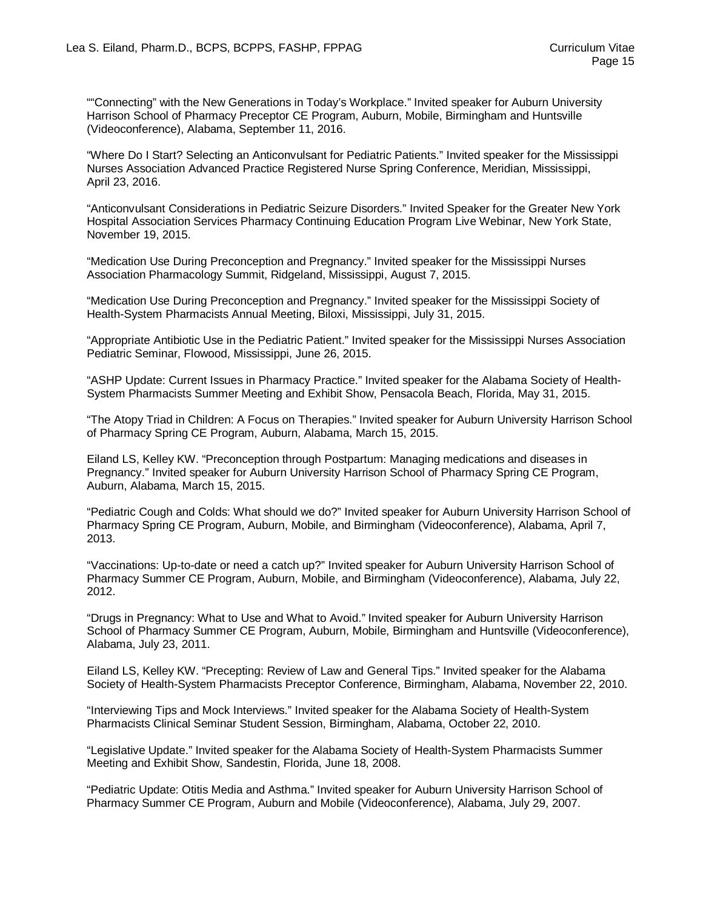""Connecting" with the New Generations in Today's Workplace." Invited speaker for Auburn University Harrison School of Pharmacy Preceptor CE Program, Auburn, Mobile, Birmingham and Huntsville (Videoconference), Alabama, September 11, 2016.

"Where Do I Start? Selecting an Anticonvulsant for Pediatric Patients." Invited speaker for the Mississippi Nurses Association Advanced Practice Registered Nurse Spring Conference, Meridian, Mississippi, April 23, 2016.

"Anticonvulsant Considerations in Pediatric Seizure Disorders." Invited Speaker for the Greater New York Hospital Association Services Pharmacy Continuing Education Program Live Webinar, New York State, November 19, 2015.

"Medication Use During Preconception and Pregnancy." Invited speaker for the Mississippi Nurses Association Pharmacology Summit, Ridgeland, Mississippi, August 7, 2015.

"Medication Use During Preconception and Pregnancy." Invited speaker for the Mississippi Society of Health-System Pharmacists Annual Meeting, Biloxi, Mississippi, July 31, 2015.

"Appropriate Antibiotic Use in the Pediatric Patient." Invited speaker for the Mississippi Nurses Association Pediatric Seminar, Flowood, Mississippi, June 26, 2015.

"ASHP Update: Current Issues in Pharmacy Practice." Invited speaker for the Alabama Society of Health-System Pharmacists Summer Meeting and Exhibit Show, Pensacola Beach, Florida, May 31, 2015.

"The Atopy Triad in Children: A Focus on Therapies." Invited speaker for Auburn University Harrison School of Pharmacy Spring CE Program, Auburn, Alabama, March 15, 2015.

Eiland LS, Kelley KW. "Preconception through Postpartum: Managing medications and diseases in Pregnancy." Invited speaker for Auburn University Harrison School of Pharmacy Spring CE Program, Auburn, Alabama, March 15, 2015.

"Pediatric Cough and Colds: What should we do?" Invited speaker for Auburn University Harrison School of Pharmacy Spring CE Program, Auburn, Mobile, and Birmingham (Videoconference), Alabama, April 7, 2013.

"Vaccinations: Up-to-date or need a catch up?" Invited speaker for Auburn University Harrison School of Pharmacy Summer CE Program, Auburn, Mobile, and Birmingham (Videoconference), Alabama, July 22, 2012.

"Drugs in Pregnancy: What to Use and What to Avoid." Invited speaker for Auburn University Harrison School of Pharmacy Summer CE Program, Auburn, Mobile, Birmingham and Huntsville (Videoconference), Alabama, July 23, 2011.

Eiland LS, Kelley KW. "Precepting: Review of Law and General Tips." Invited speaker for the Alabama Society of Health-System Pharmacists Preceptor Conference, Birmingham, Alabama, November 22, 2010.

"Interviewing Tips and Mock Interviews." Invited speaker for the Alabama Society of Health-System Pharmacists Clinical Seminar Student Session, Birmingham, Alabama, October 22, 2010.

"Legislative Update." Invited speaker for the Alabama Society of Health-System Pharmacists Summer Meeting and Exhibit Show, Sandestin, Florida, June 18, 2008.

"Pediatric Update: Otitis Media and Asthma." Invited speaker for Auburn University Harrison School of Pharmacy Summer CE Program, Auburn and Mobile (Videoconference), Alabama, July 29, 2007.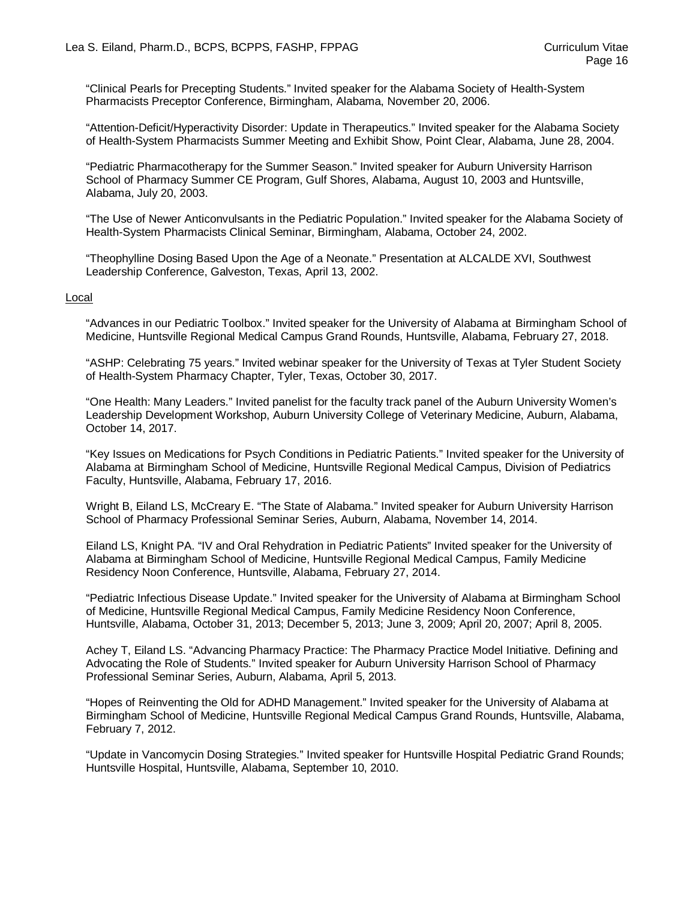"Clinical Pearls for Precepting Students." Invited speaker for the Alabama Society of Health-System Pharmacists Preceptor Conference, Birmingham, Alabama, November 20, 2006.

"Attention-Deficit/Hyperactivity Disorder: Update in Therapeutics." Invited speaker for the Alabama Society of Health-System Pharmacists Summer Meeting and Exhibit Show, Point Clear, Alabama, June 28, 2004.

"Pediatric Pharmacotherapy for the Summer Season." Invited speaker for Auburn University Harrison School of Pharmacy Summer CE Program, Gulf Shores, Alabama, August 10, 2003 and Huntsville, Alabama, July 20, 2003.

"The Use of Newer Anticonvulsants in the Pediatric Population." Invited speaker for the Alabama Society of Health-System Pharmacists Clinical Seminar, Birmingham, Alabama, October 24, 2002.

"Theophylline Dosing Based Upon the Age of a Neonate." Presentation at ALCALDE XVI, Southwest Leadership Conference, Galveston, Texas, April 13, 2002.

Local

"Advances in our Pediatric Toolbox." Invited speaker for the University of Alabama at Birmingham School of Medicine, Huntsville Regional Medical Campus Grand Rounds, Huntsville, Alabama, February 27, 2018.

"ASHP: Celebrating 75 years." Invited webinar speaker for the University of Texas at Tyler Student Society of Health-System Pharmacy Chapter, Tyler, Texas, October 30, 2017.

"One Health: Many Leaders." Invited panelist for the faculty track panel of the Auburn University Women's Leadership Development Workshop, Auburn University College of Veterinary Medicine, Auburn, Alabama, October 14, 2017.

"Key Issues on Medications for Psych Conditions in Pediatric Patients." Invited speaker for the University of Alabama at Birmingham School of Medicine, Huntsville Regional Medical Campus, Division of Pediatrics Faculty, Huntsville, Alabama, February 17, 2016.

Wright B, Eiland LS, McCreary E. "The State of Alabama." Invited speaker for Auburn University Harrison School of Pharmacy Professional Seminar Series, Auburn, Alabama, November 14, 2014.

Eiland LS, Knight PA. "IV and Oral Rehydration in Pediatric Patients" Invited speaker for the University of Alabama at Birmingham School of Medicine, Huntsville Regional Medical Campus, Family Medicine Residency Noon Conference, Huntsville, Alabama, February 27, 2014.

"Pediatric Infectious Disease Update." Invited speaker for the University of Alabama at Birmingham School of Medicine, Huntsville Regional Medical Campus, Family Medicine Residency Noon Conference, Huntsville, Alabama, October 31, 2013; December 5, 2013; June 3, 2009; April 20, 2007; April 8, 2005.

Achey T, Eiland LS. "Advancing Pharmacy Practice: The Pharmacy Practice Model Initiative. Defining and Advocating the Role of Students." Invited speaker for Auburn University Harrison School of Pharmacy Professional Seminar Series, Auburn, Alabama, April 5, 2013.

"Hopes of Reinventing the Old for ADHD Management." Invited speaker for the University of Alabama at Birmingham School of Medicine, Huntsville Regional Medical Campus Grand Rounds, Huntsville, Alabama, February 7, 2012.

"Update in Vancomycin Dosing Strategies." Invited speaker for Huntsville Hospital Pediatric Grand Rounds; Huntsville Hospital, Huntsville, Alabama, September 10, 2010.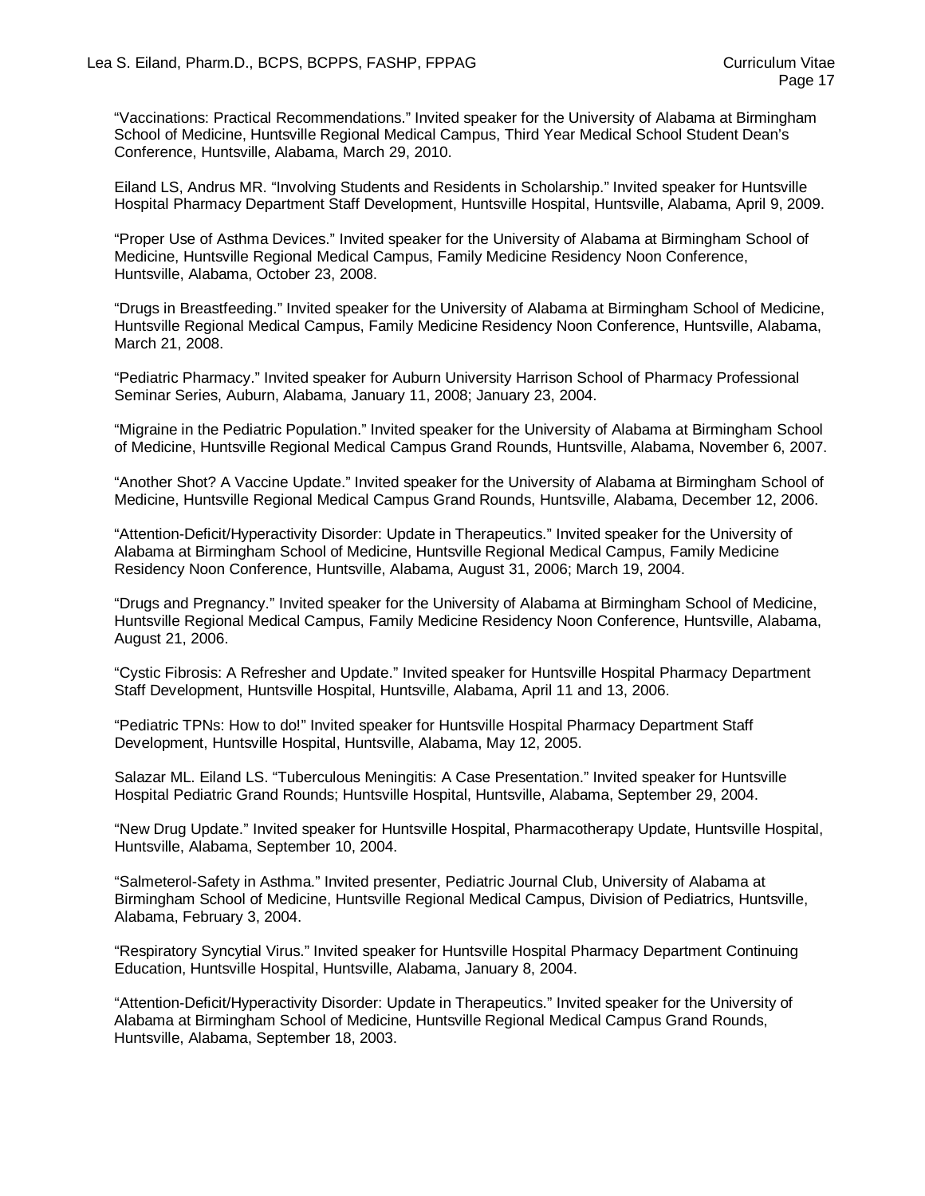“Vaccinations: Practical Recommendations.” Invited speaker for the University of Alabama at Birmingham School of Medicine, Huntsville Regional Medical Campus, Third Year Medical School Student Dean’s Conference, Huntsville, Alabama, March 29, 2010.

Eiland LS, Andrus MR. “Involving Students and Residents in Scholarship.” Invited speaker for Huntsville Hospital Pharmacy Department Staff Development, Huntsville Hospital, Huntsville, Alabama, April 9, 2009.

“Proper Use of Asthma Devices.” Invited speaker for the University of Alabama at Birmingham School of Medicine, Huntsville Regional Medical Campus, Family Medicine Residency Noon Conference, Huntsville, Alabama, October 23, 2008.

“Drugs in Breastfeeding.” Invited speaker for the University of Alabama at Birmingham School of Medicine, Huntsville Regional Medical Campus, Family Medicine Residency Noon Conference, Huntsville, Alabama, March 21, 2008.

“Pediatric Pharmacy.” Invited speaker for Auburn University Harrison School of Pharmacy Professional Seminar Series, Auburn, Alabama, January 11, 2008; January 23, 2004.

“Migraine in the Pediatric Population.” Invited speaker for the University of Alabama at Birmingham School of Medicine, Huntsville Regional Medical Campus Grand Rounds, Huntsville, Alabama, November 6, 2007.

“Another Shot? A Vaccine Update.” Invited speaker for the University of Alabama at Birmingham School of Medicine, Huntsville Regional Medical Campus Grand Rounds, Huntsville, Alabama, December 12, 2006.

“Attention-Deficit/Hyperactivity Disorder: Update in Therapeutics.” Invited speaker for the University of Alabama at Birmingham School of Medicine, Huntsville Regional Medical Campus, Family Medicine Residency Noon Conference, Huntsville, Alabama, August 31, 2006; March 19, 2004.

“Drugs and Pregnancy.” Invited speaker for the University of Alabama at Birmingham School of Medicine, Huntsville Regional Medical Campus, Family Medicine Residency Noon Conference, Huntsville, Alabama, August 21, 2006.

“Cystic Fibrosis: A Refresher and Update.” Invited speaker for Huntsville Hospital Pharmacy Department Staff Development, Huntsville Hospital, Huntsville, Alabama, April 11 and 13, 2006.

“Pediatric TPNs: How to do!” Invited speaker for Huntsville Hospital Pharmacy Department Staff Development, Huntsville Hospital, Huntsville, Alabama, May 12, 2005.

Salazar ML. Eiland LS. “Tuberculous Meningitis: A Case Presentation.” Invited speaker for Huntsville Hospital Pediatric Grand Rounds; Huntsville Hospital, Huntsville, Alabama, September 29, 2004.

“New Drug Update.” Invited speaker for Huntsville Hospital, Pharmacotherapy Update, Huntsville Hospital, Huntsville, Alabama, September 10, 2004.

“Salmeterol-Safety in Asthma.” Invited presenter, Pediatric Journal Club, University of Alabama at Birmingham School of Medicine, Huntsville Regional Medical Campus, Division of Pediatrics, Huntsville, Alabama, February 3, 2004.

“Respiratory Syncytial Virus.” Invited speaker for Huntsville Hospital Pharmacy Department Continuing Education, Huntsville Hospital, Huntsville, Alabama, January 8, 2004.

“Attention-Deficit/Hyperactivity Disorder: Update in Therapeutics.” Invited speaker for the University of Alabama at Birmingham School of Medicine, Huntsville Regional Medical Campus Grand Rounds, Huntsville, Alabama, September 18, 2003.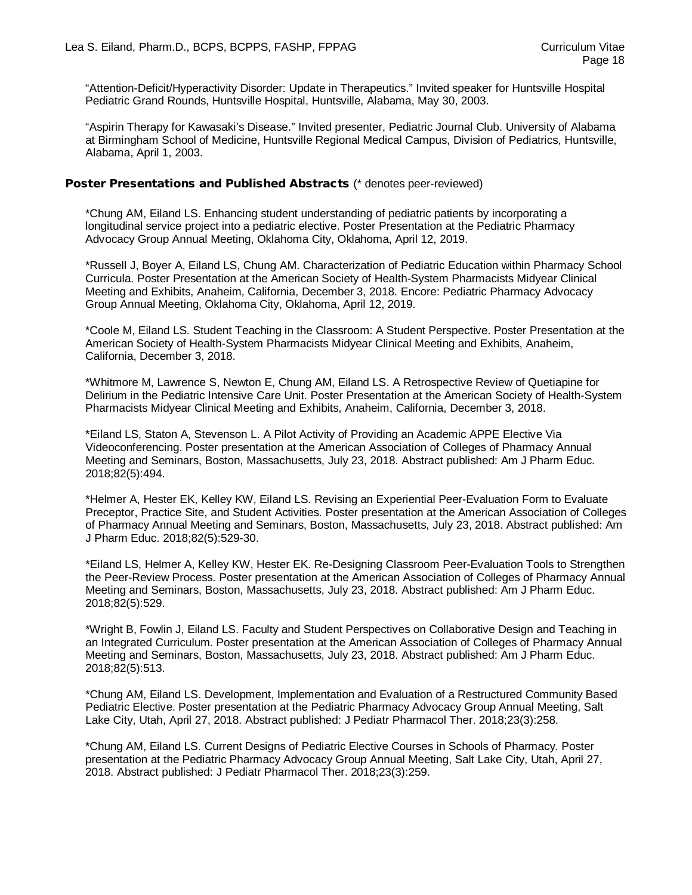"Attention-Deficit/Hyperactivity Disorder: Update in Therapeutics." Invited speaker for Huntsville Hospital Pediatric Grand Rounds, Huntsville Hospital, Huntsville, Alabama, May 30, 2003.

"Aspirin Therapy for Kawasaki's Disease." Invited presenter, Pediatric Journal Club. University of Alabama at Birmingham School of Medicine, Huntsville Regional Medical Campus, Division of Pediatrics, Huntsville, Alabama, April 1, 2003.

### **Poster Presentations and Published Abstracts** (* denotes peer-reviewed)

*Chung AM, Eiland LS. Enhancing student understanding of pediatric patients by incorporating a longitudinal service project into a pediatric elective. Poster Presentation at the Pediatric Pharmacy Advocacy Group Annual Meeting, Oklahoma City, Oklahoma, April 12, 2019.

*Russell J, Boyer A, Eiland LS, Chung AM. Characterization of Pediatric Education within Pharmacy School Curricula. Poster Presentation at the American Society of Health-System Pharmacists Midyear Clinical Meeting and Exhibits, Anaheim, California, December 3, 2018. Encore: Pediatric Pharmacy Advocacy Group Annual Meeting, Oklahoma City, Oklahoma, April 12, 2019.

*Coole M, Eiland LS. Student Teaching in the Classroom: A Student Perspective. Poster Presentation at the American Society of Health-System Pharmacists Midyear Clinical Meeting and Exhibits, Anaheim, California, December 3, 2018.

*Whitmore M, Lawrence S, Newton E, Chung AM, Eiland LS. A Retrospective Review of Quetiapine for Delirium in the Pediatric Intensive Care Unit. Poster Presentation at the American Society of Health-System Pharmacists Midyear Clinical Meeting and Exhibits, Anaheim, California, December 3, 2018.

*Eiland LS, Staton A, Stevenson L. A Pilot Activity of Providing an Academic APPE Elective Via Videoconferencing. Poster presentation at the American Association of Colleges of Pharmacy Annual Meeting and Seminars, Boston, Massachusetts, July 23, 2018. Abstract published: Am J Pharm Educ. 2018;82(5):494.

*Helmer A, Hester EK, Kelley KW, Eiland LS. Revising an Experiential Peer-Evaluation Form to Evaluate Preceptor, Practice Site, and Student Activities. Poster presentation at the American Association of Colleges of Pharmacy Annual Meeting and Seminars, Boston, Massachusetts, July 23, 2018. Abstract published: Am J Pharm Educ. 2018;82(5):529-30.

*Eiland LS, Helmer A, Kelley KW, Hester EK. Re-Designing Classroom Peer-Evaluation Tools to Strengthen the Peer-Review Process. Poster presentation at the American Association of Colleges of Pharmacy Annual Meeting and Seminars, Boston, Massachusetts, July 23, 2018. Abstract published: Am J Pharm Educ. 2018;82(5):529.

*Wright B, Fowlin J, Eiland LS. Faculty and Student Perspectives on Collaborative Design and Teaching in an Integrated Curriculum. Poster presentation at the American Association of Colleges of Pharmacy Annual Meeting and Seminars, Boston, Massachusetts, July 23, 2018. Abstract published: Am J Pharm Educ. 2018;82(5):513.

*Chung AM, Eiland LS. Development, Implementation and Evaluation of a Restructured Community Based Pediatric Elective. Poster presentation at the Pediatric Pharmacy Advocacy Group Annual Meeting, Salt Lake City, Utah, April 27, 2018. Abstract published: J Pediatr Pharmacol Ther. 2018;23(3):258.

*Chung AM, Eiland LS. Current Designs of Pediatric Elective Courses in Schools of Pharmacy. Poster presentation at the Pediatric Pharmacy Advocacy Group Annual Meeting, Salt Lake City, Utah, April 27, 2018. Abstract published: J Pediatr Pharmacol Ther. 2018;23(3):259.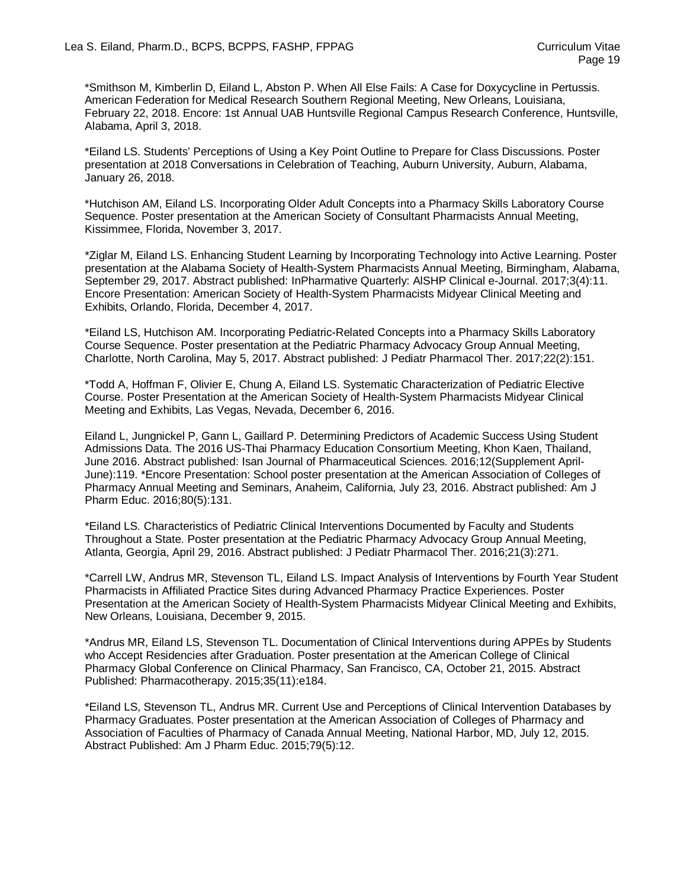*Smithson M, Kimberlin D, Eiland L, Abston P. When All Else Fails: A Case for Doxycycline in Pertussis. American Federation for Medical Research Southern Regional Meeting, New Orleans, Louisiana, February 22, 2018. Encore: 1st Annual UAB Huntsville Regional Campus Research Conference, Huntsville, Alabama, April 3, 2018.

*Eiland LS. Students' Perceptions of Using a Key Point Outline to Prepare for Class Discussions. Poster presentation at 2018 Conversations in Celebration of Teaching, Auburn University, Auburn, Alabama, January 26, 2018.

*Hutchison AM, Eiland LS. Incorporating Older Adult Concepts into a Pharmacy Skills Laboratory Course Sequence. Poster presentation at the American Society of Consultant Pharmacists Annual Meeting, Kissimmee, Florida, November 3, 2017.

*Ziglar M, Eiland LS. Enhancing Student Learning by Incorporating Technology into Active Learning. Poster presentation at the Alabama Society of Health-System Pharmacists Annual Meeting, Birmingham, Alabama, September 29, 2017. Abstract published: InPharmative Quarterly: AlSHP Clinical e-Journal. 2017;3(4):11. Encore Presentation: American Society of Health-System Pharmacists Midyear Clinical Meeting and Exhibits, Orlando, Florida, December 4, 2017.

*Eiland LS, Hutchison AM. Incorporating Pediatric-Related Concepts into a Pharmacy Skills Laboratory Course Sequence. Poster presentation at the Pediatric Pharmacy Advocacy Group Annual Meeting, Charlotte, North Carolina, May 5, 2017. Abstract published: J Pediatr Pharmacol Ther. 2017;22(2):151.

*Todd A, Hoffman F, Olivier E, Chung A, Eiland LS. Systematic Characterization of Pediatric Elective Course. Poster Presentation at the American Society of Health-System Pharmacists Midyear Clinical Meeting and Exhibits, Las Vegas, Nevada, December 6, 2016.

Eiland L, Jungnickel P, Gann L, Gaillard P. Determining Predictors of Academic Success Using Student Admissions Data. The 2016 US-Thai Pharmacy Education Consortium Meeting, Khon Kaen, Thailand, June 2016. Abstract published: Isan Journal of Pharmaceutical Sciences. 2016;12(Supplement April-June):119. *Encore Presentation: School poster presentation at the American Association of Colleges of Pharmacy Annual Meeting and Seminars, Anaheim, California, July 23, 2016. Abstract published: Am J Pharm Educ. 2016;80(5):131.

*Eiland LS. Characteristics of Pediatric Clinical Interventions Documented by Faculty and Students Throughout a State. Poster presentation at the Pediatric Pharmacy Advocacy Group Annual Meeting, Atlanta, Georgia, April 29, 2016. Abstract published: J Pediatr Pharmacol Ther. 2016;21(3):271.

*Carrell LW, Andrus MR, Stevenson TL, Eiland LS. Impact Analysis of Interventions by Fourth Year Student Pharmacists in Affiliated Practice Sites during Advanced Pharmacy Practice Experiences. Poster Presentation at the American Society of Health-System Pharmacists Midyear Clinical Meeting and Exhibits, New Orleans, Louisiana, December 9, 2015.

*Andrus MR, Eiland LS, Stevenson TL. Documentation of Clinical Interventions during APPEs by Students who Accept Residencies after Graduation. Poster presentation at the American College of Clinical Pharmacy Global Conference on Clinical Pharmacy, San Francisco, CA, October 21, 2015. Abstract Published: Pharmacotherapy. 2015;35(11):e184.

*Eiland LS, Stevenson TL, Andrus MR. Current Use and Perceptions of Clinical Intervention Databases by Pharmacy Graduates. Poster presentation at the American Association of Colleges of Pharmacy and Association of Faculties of Pharmacy of Canada Annual Meeting, National Harbor, MD, July 12, 2015. Abstract Published: Am J Pharm Educ. 2015;79(5):12.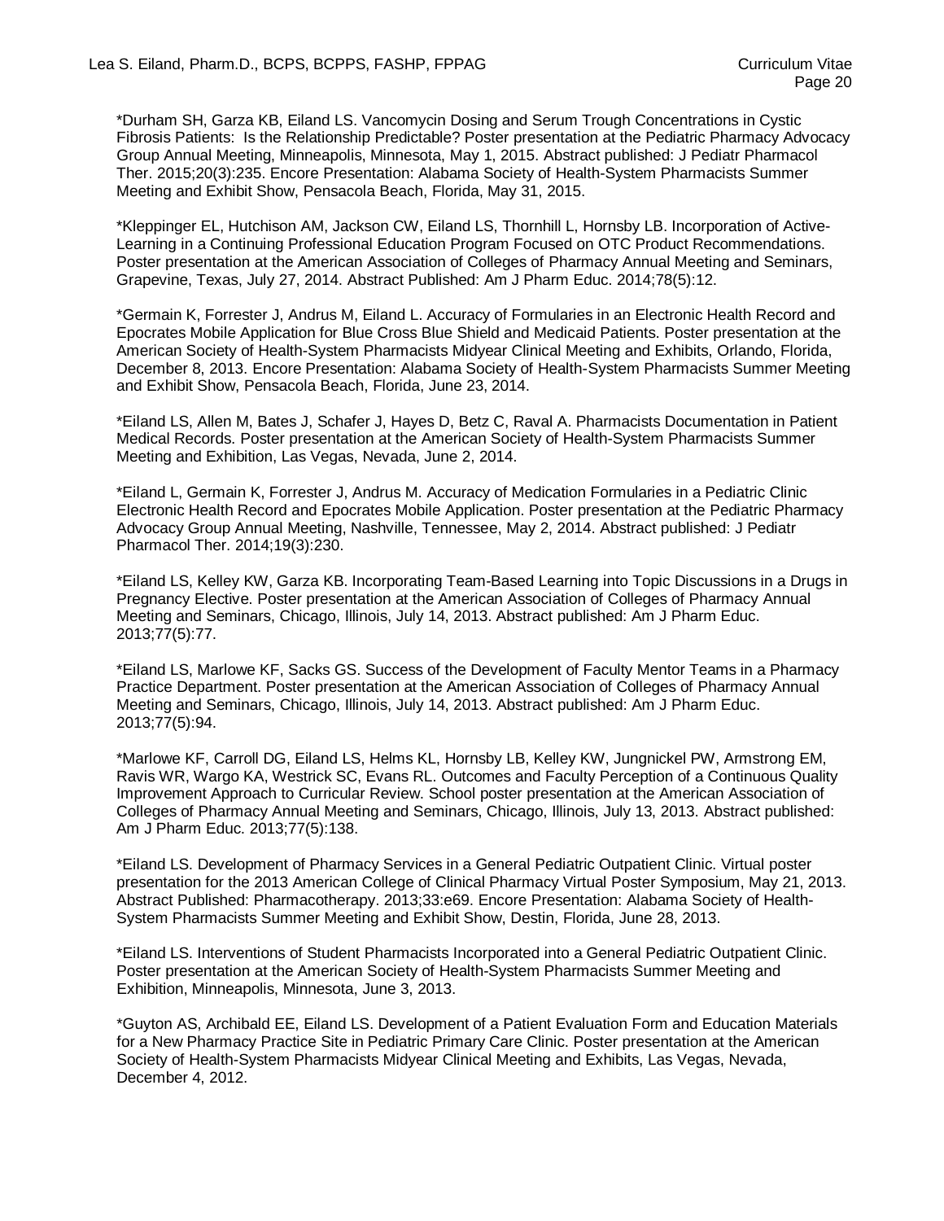*Durham SH, Garza KB, Eiland LS. Vancomycin Dosing and Serum Trough Concentrations in Cystic Fibrosis Patients: Is the Relationship Predictable? Poster presentation at the Pediatric Pharmacy Advocacy Group Annual Meeting, Minneapolis, Minnesota, May 1, 2015. Abstract published: J Pediatr Pharmacol Ther. 2015;20(3):235. Encore Presentation: Alabama Society of Health-System Pharmacists Summer Meeting and Exhibit Show, Pensacola Beach, Florida, May 31, 2015.

*Kleppinger EL, Hutchison AM, Jackson CW, Eiland LS, Thornhill L, Hornsby LB. Incorporation of Active-Learning in a Continuing Professional Education Program Focused on OTC Product Recommendations. Poster presentation at the American Association of Colleges of Pharmacy Annual Meeting and Seminars, Grapevine, Texas, July 27, 2014. Abstract Published: Am J Pharm Educ. 2014;78(5):12.

*Germain K, Forrester J, Andrus M, Eiland L. Accuracy of Formularies in an Electronic Health Record and Epocrates Mobile Application for Blue Cross Blue Shield and Medicaid Patients. Poster presentation at the American Society of Health-System Pharmacists Midyear Clinical Meeting and Exhibits, Orlando, Florida, December 8, 2013. Encore Presentation: Alabama Society of Health-System Pharmacists Summer Meeting and Exhibit Show, Pensacola Beach, Florida, June 23, 2014.

*Eiland LS, Allen M, Bates J, Schafer J, Hayes D, Betz C, Raval A. Pharmacists Documentation in Patient Medical Records. Poster presentation at the American Society of Health-System Pharmacists Summer Meeting and Exhibition, Las Vegas, Nevada, June 2, 2014.

*Eiland L, Germain K, Forrester J, Andrus M. Accuracy of Medication Formularies in a Pediatric Clinic Electronic Health Record and Epocrates Mobile Application. Poster presentation at the Pediatric Pharmacy Advocacy Group Annual Meeting, Nashville, Tennessee, May 2, 2014. Abstract published: J Pediatr Pharmacol Ther. 2014;19(3):230.

*Eiland LS, Kelley KW, Garza KB. Incorporating Team-Based Learning into Topic Discussions in a Drugs in Pregnancy Elective. Poster presentation at the American Association of Colleges of Pharmacy Annual Meeting and Seminars, Chicago, Illinois, July 14, 2013. Abstract published: Am J Pharm Educ. 2013;77(5):77.

*Eiland LS, Marlowe KF, Sacks GS. Success of the Development of Faculty Mentor Teams in a Pharmacy Practice Department. Poster presentation at the American Association of Colleges of Pharmacy Annual Meeting and Seminars, Chicago, Illinois, July 14, 2013. Abstract published: Am J Pharm Educ. 2013;77(5):94.

*Marlowe KF, Carroll DG, Eiland LS, Helms KL, Hornsby LB, Kelley KW, Jungnickel PW, Armstrong EM, Ravis WR, Wargo KA, Westrick SC, Evans RL. Outcomes and Faculty Perception of a Continuous Quality Improvement Approach to Curricular Review. School poster presentation at the American Association of Colleges of Pharmacy Annual Meeting and Seminars, Chicago, Illinois, July 13, 2013. Abstract published: Am J Pharm Educ. 2013;77(5):138.

*Eiland LS. Development of Pharmacy Services in a General Pediatric Outpatient Clinic. Virtual poster presentation for the 2013 American College of Clinical Pharmacy Virtual Poster Symposium, May 21, 2013. Abstract Published: Pharmacotherapy. 2013;33:e69. Encore Presentation: Alabama Society of Health-System Pharmacists Summer Meeting and Exhibit Show, Destin, Florida, June 28, 2013.

*Eiland LS. Interventions of Student Pharmacists Incorporated into a General Pediatric Outpatient Clinic. Poster presentation at the American Society of Health-System Pharmacists Summer Meeting and Exhibition, Minneapolis, Minnesota, June 3, 2013.

*Guyton AS, Archibald EE, Eiland LS. Development of a Patient Evaluation Form and Education Materials for a New Pharmacy Practice Site in Pediatric Primary Care Clinic. Poster presentation at the American Society of Health-System Pharmacists Midyear Clinical Meeting and Exhibits, Las Vegas, Nevada, December 4, 2012.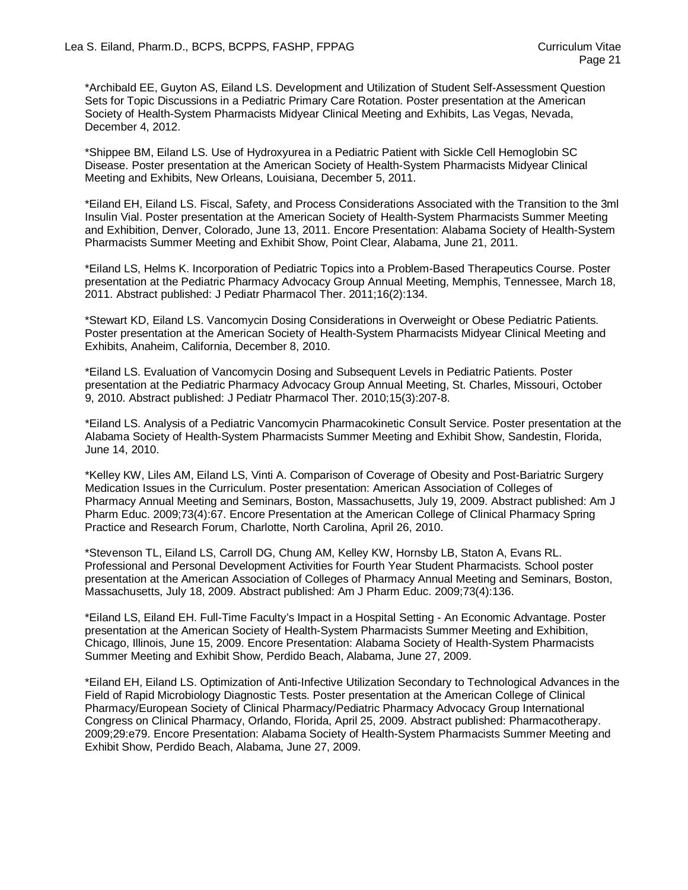*Archibald EE, Guyton AS, Eiland LS. Development and Utilization of Student Self-Assessment Question Sets for Topic Discussions in a Pediatric Primary Care Rotation. Poster presentation at the American Society of Health-System Pharmacists Midyear Clinical Meeting and Exhibits, Las Vegas, Nevada, December 4, 2012.

*Shippee BM, Eiland LS. Use of Hydroxyurea in a Pediatric Patient with Sickle Cell Hemoglobin SC Disease. Poster presentation at the American Society of Health-System Pharmacists Midyear Clinical Meeting and Exhibits, New Orleans, Louisiana, December 5, 2011.

*Eiland EH, Eiland LS. Fiscal, Safety, and Process Considerations Associated with the Transition to the 3ml Insulin Vial. Poster presentation at the American Society of Health-System Pharmacists Summer Meeting and Exhibition, Denver, Colorado, June 13, 2011. Encore Presentation: Alabama Society of Health-System Pharmacists Summer Meeting and Exhibit Show, Point Clear, Alabama, June 21, 2011.

*Eiland LS, Helms K. Incorporation of Pediatric Topics into a Problem-Based Therapeutics Course. Poster presentation at the Pediatric Pharmacy Advocacy Group Annual Meeting, Memphis, Tennessee, March 18, 2011. Abstract published: J Pediatr Pharmacol Ther. 2011;16(2):134.

*Stewart KD, Eiland LS. Vancomycin Dosing Considerations in Overweight or Obese Pediatric Patients. Poster presentation at the American Society of Health-System Pharmacists Midyear Clinical Meeting and Exhibits, Anaheim, California, December 8, 2010.

*Eiland LS. Evaluation of Vancomycin Dosing and Subsequent Levels in Pediatric Patients. Poster presentation at the Pediatric Pharmacy Advocacy Group Annual Meeting, St. Charles, Missouri, October 9, 2010. Abstract published: J Pediatr Pharmacol Ther. 2010;15(3):207-8.

*Eiland LS. Analysis of a Pediatric Vancomycin Pharmacokinetic Consult Service. Poster presentation at the Alabama Society of Health-System Pharmacists Summer Meeting and Exhibit Show, Sandestin, Florida, June 14, 2010.

*Kelley KW, Liles AM, Eiland LS, Vinti A. Comparison of Coverage of Obesity and Post-Bariatric Surgery Medication Issues in the Curriculum. Poster presentation: American Association of Colleges of Pharmacy Annual Meeting and Seminars, Boston, Massachusetts, July 19, 2009. Abstract published: Am J Pharm Educ. 2009;73(4):67. Encore Presentation at the American College of Clinical Pharmacy Spring Practice and Research Forum, Charlotte, North Carolina, April 26, 2010.

*Stevenson TL, Eiland LS, Carroll DG, Chung AM, Kelley KW, Hornsby LB, Staton A, Evans RL. Professional and Personal Development Activities for Fourth Year Student Pharmacists. School poster presentation at the American Association of Colleges of Pharmacy Annual Meeting and Seminars, Boston, Massachusetts, July 18, 2009. Abstract published: Am J Pharm Educ. 2009;73(4):136.

*Eiland LS, Eiland EH. Full-Time Faculty's Impact in a Hospital Setting - An Economic Advantage. Poster presentation at the American Society of Health-System Pharmacists Summer Meeting and Exhibition, Chicago, Illinois, June 15, 2009. Encore Presentation: Alabama Society of Health-System Pharmacists Summer Meeting and Exhibit Show, Perdido Beach, Alabama, June 27, 2009.

*Eiland EH, Eiland LS. Optimization of Anti-Infective Utilization Secondary to Technological Advances in the Field of Rapid Microbiology Diagnostic Tests. Poster presentation at the American College of Clinical Pharmacy/European Society of Clinical Pharmacy/Pediatric Pharmacy Advocacy Group International Congress on Clinical Pharmacy, Orlando, Florida, April 25, 2009. Abstract published: Pharmacotherapy. 2009;29:e79. Encore Presentation: Alabama Society of Health-System Pharmacists Summer Meeting and Exhibit Show, Perdido Beach, Alabama, June 27, 2009.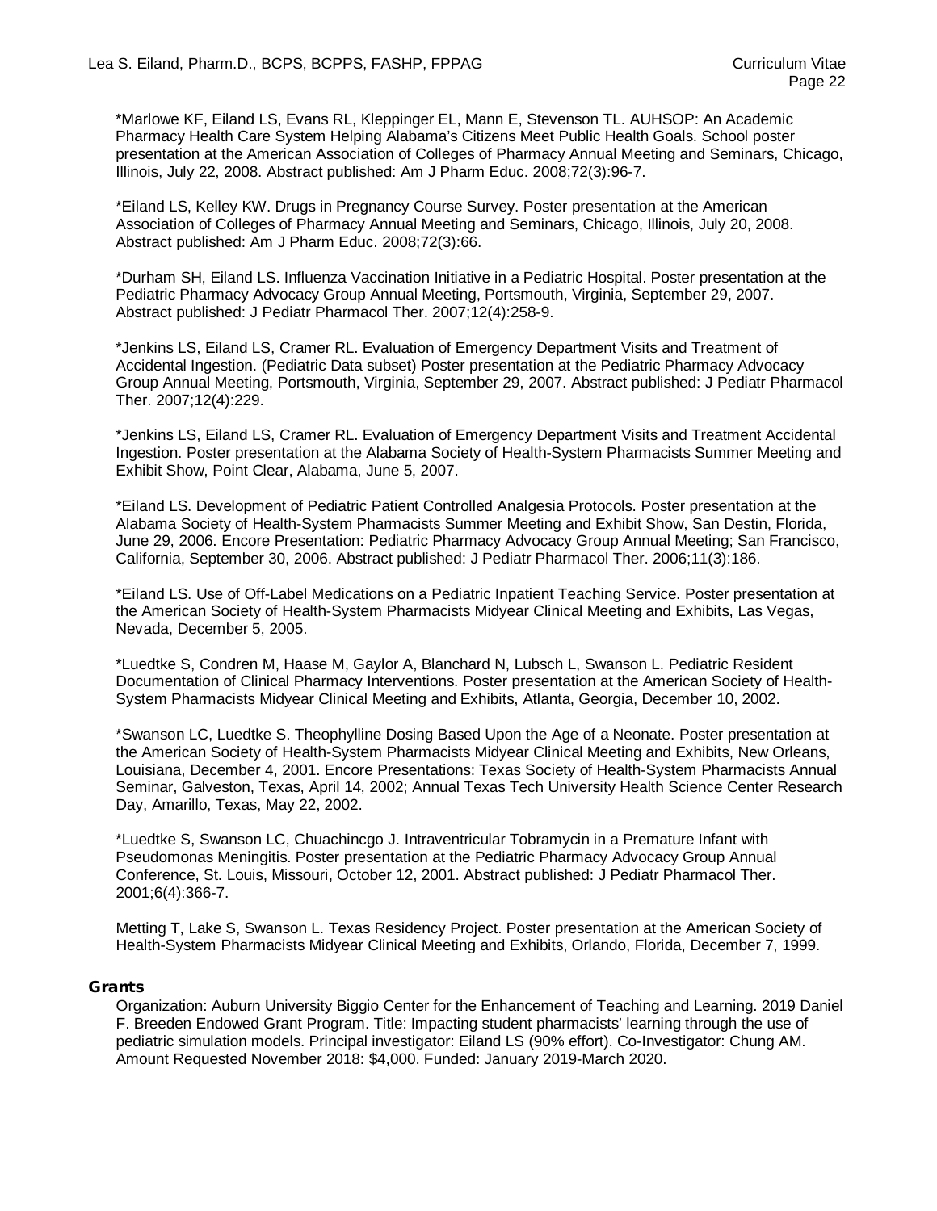*Marlowe KF, Eiland LS, Evans RL, Kleppinger EL, Mann E, Stevenson TL. AUHSOP: An Academic Pharmacy Health Care System Helping Alabama's Citizens Meet Public Health Goals. School poster presentation at the American Association of Colleges of Pharmacy Annual Meeting and Seminars, Chicago, Illinois, July 22, 2008. Abstract published: Am J Pharm Educ. 2008;72(3):96-7.

*Eiland LS, Kelley KW. Drugs in Pregnancy Course Survey. Poster presentation at the American Association of Colleges of Pharmacy Annual Meeting and Seminars, Chicago, Illinois, July 20, 2008. Abstract published: Am J Pharm Educ. 2008;72(3):66.

*Durham SH, Eiland LS. Influenza Vaccination Initiative in a Pediatric Hospital. Poster presentation at the Pediatric Pharmacy Advocacy Group Annual Meeting, Portsmouth, Virginia, September 29, 2007. Abstract published: J Pediatr Pharmacol Ther. 2007;12(4):258-9.

*Jenkins LS, Eiland LS, Cramer RL. Evaluation of Emergency Department Visits and Treatment of Accidental Ingestion. (Pediatric Data subset) Poster presentation at the Pediatric Pharmacy Advocacy Group Annual Meeting, Portsmouth, Virginia, September 29, 2007. Abstract published: J Pediatr Pharmacol Ther. 2007;12(4):229.

*Jenkins LS, Eiland LS, Cramer RL. Evaluation of Emergency Department Visits and Treatment Accidental Ingestion. Poster presentation at the Alabama Society of Health-System Pharmacists Summer Meeting and Exhibit Show, Point Clear, Alabama, June 5, 2007.

*Eiland LS. Development of Pediatric Patient Controlled Analgesia Protocols. Poster presentation at the Alabama Society of Health-System Pharmacists Summer Meeting and Exhibit Show, San Destin, Florida, June 29, 2006. Encore Presentation: Pediatric Pharmacy Advocacy Group Annual Meeting; San Francisco, California, September 30, 2006. Abstract published: J Pediatr Pharmacol Ther. 2006;11(3):186.

*Eiland LS. Use of Off-Label Medications on a Pediatric Inpatient Teaching Service. Poster presentation at the American Society of Health-System Pharmacists Midyear Clinical Meeting and Exhibits, Las Vegas, Nevada, December 5, 2005.

*Luedtke S, Condren M, Haase M, Gaylor A, Blanchard N, Lubsch L, Swanson L. Pediatric Resident Documentation of Clinical Pharmacy Interventions. Poster presentation at the American Society of Health-System Pharmacists Midyear Clinical Meeting and Exhibits, Atlanta, Georgia, December 10, 2002.

*Swanson LC, Luedtke S. Theophylline Dosing Based Upon the Age of a Neonate. Poster presentation at the American Society of Health-System Pharmacists Midyear Clinical Meeting and Exhibits, New Orleans, Louisiana, December 4, 2001. Encore Presentations: Texas Society of Health-System Pharmacists Annual Seminar, Galveston, Texas, April 14, 2002; Annual Texas Tech University Health Science Center Research Day, Amarillo, Texas, May 22, 2002.

*Luedtke S, Swanson LC, Chuachincgo J. Intraventricular Tobramycin in a Premature Infant with Pseudomonas Meningitis. Poster presentation at the Pediatric Pharmacy Advocacy Group Annual Conference, St. Louis, Missouri, October 12, 2001. Abstract published: J Pediatr Pharmacol Ther. 2001;6(4):366-7.

Metting T, Lake S, Swanson L. Texas Residency Project. Poster presentation at the American Society of Health-System Pharmacists Midyear Clinical Meeting and Exhibits, Orlando, Florida, December 7, 1999.

## Grants

Organization: Auburn University Biggio Center for the Enhancement of Teaching and Learning. 2019 Daniel F. Breeden Endowed Grant Program. Title: Impacting student pharmacists' learning through the use of pediatric simulation models. Principal investigator: Eiland LS (90% effort). Co-Investigator: Chung AM. Amount Requested November 2018: $4,000. Funded: January 2019-March 2020.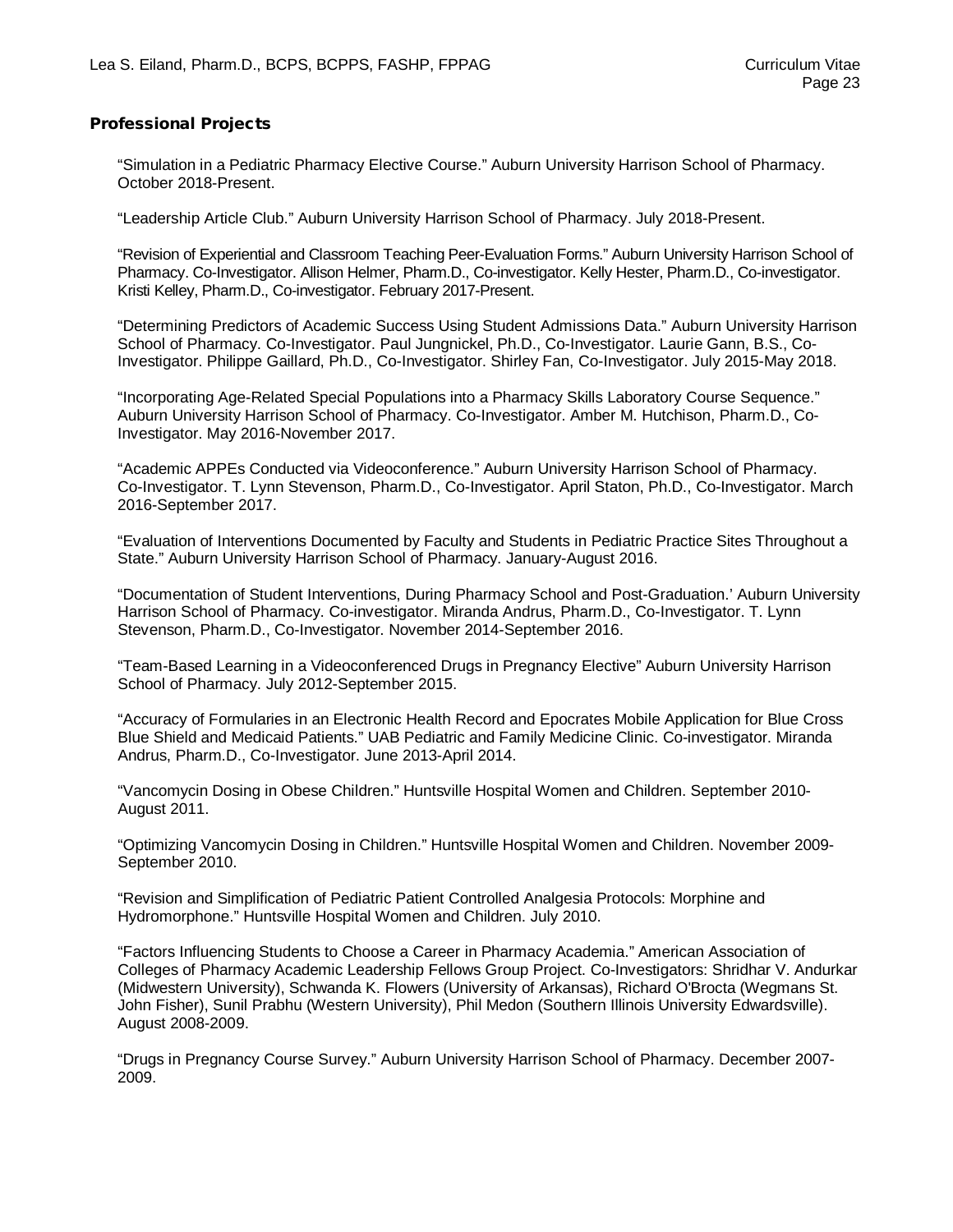### Professional Projects

"Simulation in a Pediatric Pharmacy Elective Course." Auburn University Harrison School of Pharmacy. October 2018-Present.

"Leadership Article Club." Auburn University Harrison School of Pharmacy. July 2018-Present.

"Revision of Experiential and Classroom Teaching Peer-Evaluation Forms." Auburn University Harrison School of Pharmacy. Co-Investigator. Allison Helmer, Pharm.D., Co-investigator. Kelly Hester, Pharm.D., Co-investigator. Kristi Kelley, Pharm.D., Co-investigator. February 2017-Present.

"Determining Predictors of Academic Success Using Student Admissions Data." Auburn University Harrison School of Pharmacy. Co-Investigator. Paul Jungnickel, Ph.D., Co-Investigator. Laurie Gann, B.S., Co-Investigator. Philippe Gaillard, Ph.D., Co-Investigator. Shirley Fan, Co-Investigator. July 2015-May 2018.

"Incorporating Age-Related Special Populations into a Pharmacy Skills Laboratory Course Sequence." Auburn University Harrison School of Pharmacy. Co-Investigator. Amber M. Hutchison, Pharm.D., Co-Investigator. May 2016-November 2017.

"Academic APPEs Conducted via Videoconference." Auburn University Harrison School of Pharmacy. Co-Investigator. T. Lynn Stevenson, Pharm.D., Co-Investigator. April Staton, Ph.D., Co-Investigator. March 2016-September 2017.

"Evaluation of Interventions Documented by Faculty and Students in Pediatric Practice Sites Throughout a State." Auburn University Harrison School of Pharmacy. January-August 2016.

"Documentation of Student Interventions, During Pharmacy School and Post-Graduation.' Auburn University Harrison School of Pharmacy. Co-investigator. Miranda Andrus, Pharm.D., Co-Investigator. T. Lynn Stevenson, Pharm.D., Co-Investigator. November 2014-September 2016.

"Team-Based Learning in a Videoconferenced Drugs in Pregnancy Elective" Auburn University Harrison School of Pharmacy. July 2012-September 2015.

"Accuracy of Formularies in an Electronic Health Record and Epocrates Mobile Application for Blue Cross Blue Shield and Medicaid Patients." UAB Pediatric and Family Medicine Clinic. Co-investigator. Miranda Andrus, Pharm.D., Co-Investigator. June 2013-April 2014.

"Vancomycin Dosing in Obese Children." Huntsville Hospital Women and Children. September 2010-August 2011.

"Optimizing Vancomycin Dosing in Children." Huntsville Hospital Women and Children. November 2009-September 2010.

"Revision and Simplification of Pediatric Patient Controlled Analgesia Protocols: Morphine and Hydromorphone." Huntsville Hospital Women and Children. July 2010.

"Factors Influencing Students to Choose a Career in Pharmacy Academia." American Association of Colleges of Pharmacy Academic Leadership Fellows Group Project. Co-Investigators: Shridhar V. Andurkar (Midwestern University), Schwanda K. Flowers (University of Arkansas), Richard O'Brocta (Wegmans St. John Fisher), Sunil Prabhu (Western University), Phil Medon (Southern Illinois University Edwardsville). August 2008-2009.

"Drugs in Pregnancy Course Survey." Auburn University Harrison School of Pharmacy. December 2007-2009.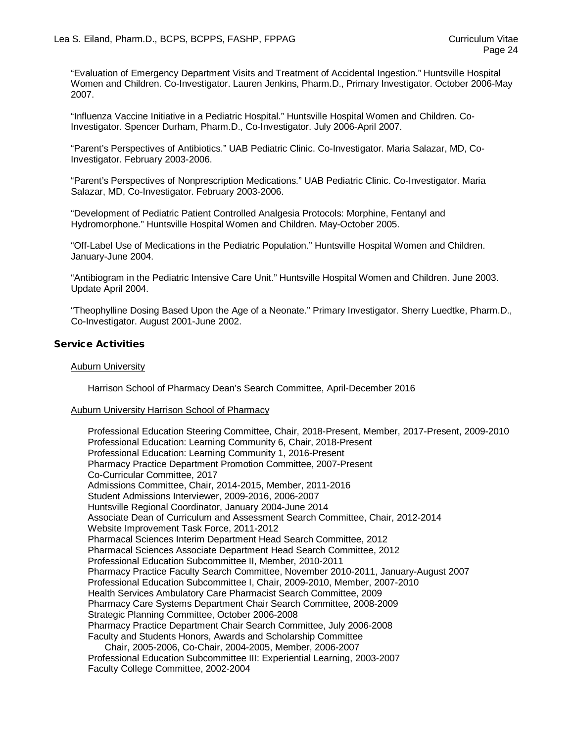"Evaluation of Emergency Department Visits and Treatment of Accidental Ingestion." Huntsville Hospital Women and Children. Co-Investigator. Lauren Jenkins, Pharm.D., Primary Investigator. October 2006-May 2007.

"Influenza Vaccine Initiative in a Pediatric Hospital." Huntsville Hospital Women and Children. Co-Investigator. Spencer Durham, Pharm.D., Co-Investigator. July 2006-April 2007.

"Parent's Perspectives of Antibiotics." UAB Pediatric Clinic. Co-Investigator. Maria Salazar, MD, Co-Investigator. February 2003-2006.

"Parent's Perspectives of Nonprescription Medications." UAB Pediatric Clinic. Co-Investigator. Maria Salazar, MD, Co-Investigator. February 2003-2006.

"Development of Pediatric Patient Controlled Analgesia Protocols: Morphine, Fentanyl and Hydromorphone." Huntsville Hospital Women and Children. May-October 2005.

"Off-Label Use of Medications in the Pediatric Population." Huntsville Hospital Women and Children. January-June 2004.

"Antibiogram in the Pediatric Intensive Care Unit." Huntsville Hospital Women and Children. June 2003. Update April 2004.

"Theophylline Dosing Based Upon the Age of a Neonate." Primary Investigator. Sherry Luedtke, Pharm.D., Co-Investigator. August 2001-June 2002.

## Service Activities

Auburn University

Harrison School of Pharmacy Dean's Search Committee, April-December 2016

Auburn University Harrison School of Pharmacy

Professional Education Steering Committee, Chair, 2018-Present, Member, 2017-Present, 2009-2010
Professional Education: Learning Community 6, Chair, 2018-Present
Professional Education: Learning Community 1, 2016-Present
Pharmacy Practice Department Promotion Committee, 2007-Present
Co-Curricular Committee, 2017
Admissions Committee, Chair, 2014-2015, Member, 2011-2016
Student Admissions Interviewer, 2009-2016, 2006-2007
Huntsville Regional Coordinator, January 2004-June 2014
Associate Dean of Curriculum and Assessment Search Committee, Chair, 2012-2014
Website Improvement Task Force, 2011-2012
Pharmacal Sciences Interim Department Head Search Committee, 2012
Pharmacal Sciences Associate Department Head Search Committee, 2012
Professional Education Subcommittee II, Member, 2010-2011
Pharmacy Practice Faculty Search Committee, November 2010-2011, January-August 2007
Professional Education Subcommittee I, Chair, 2009-2010, Member, 2007-2010
Health Services Ambulatory Care Pharmacist Search Committee, 2009
Pharmacy Care Systems Department Chair Search Committee, 2008-2009
Strategic Planning Committee, October 2006-2008
Pharmacy Practice Department Chair Search Committee, July 2006-2008
Faculty and Students Honors, Awards and Scholarship Committee
    Chair, 2005-2006, Co-Chair, 2004-2005, Member, 2006-2007
Professional Education Subcommittee III: Experiential Learning, 2003-2007
Faculty College Committee, 2002-2004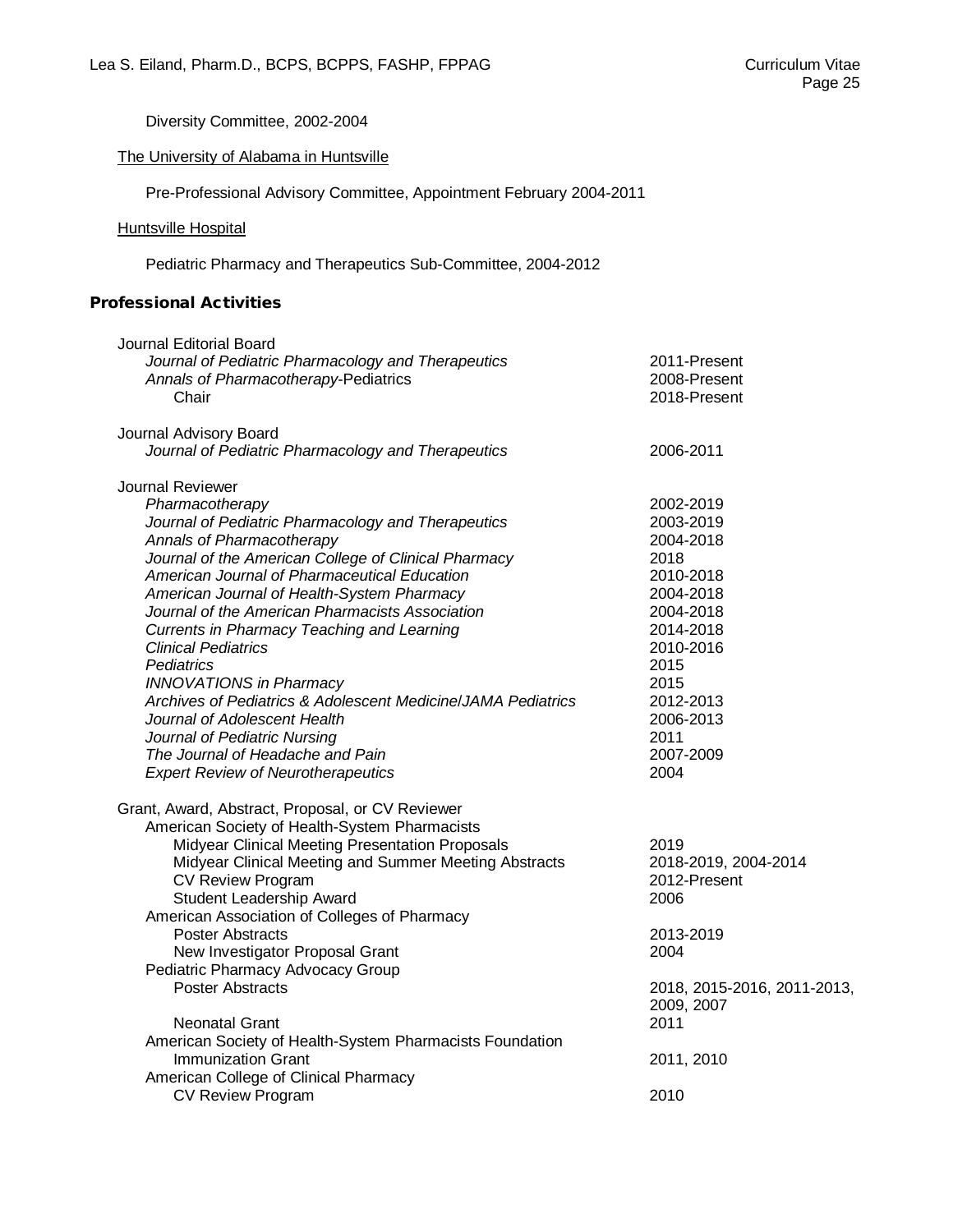Diversity Committee, 2002-2004

The University of Alabama in Huntsville

Pre-Professional Advisory Committee, Appointment February 2004-2011

Huntsville Hospital

Pediatric Pharmacy and Therapeutics Sub-Committee, 2004-2012

## Professional Activities

| | |
|---|---|
| Journal Editorial Board | |
| *Journal of Pediatric Pharmacology and Therapeutics* | 2011-Present |
| *Annals of Pharmacotherapy*-Pediatrics | 2008-Present |
| Chair | 2018-Present |
| | |
| Journal Advisory Board | |
| *Journal of Pediatric Pharmacology and Therapeutics* | 2006-2011 |
| | |
| Journal Reviewer | |
| *Pharmacotherapy* | 2002-2019 |
| *Journal of Pediatric Pharmacology and Therapeutics* | 2003-2019 |
| *Annals of Pharmacotherapy* | 2004-2018 |
| *Journal of the American College of Clinical Pharmacy* | 2018 |
| *American Journal of Pharmaceutical Education* | 2010-2018 |
| *American Journal of Health-System Pharmacy* | 2004-2018 |
| *Journal of the American Pharmacists Association* | 2004-2018 |
| *Currents in Pharmacy Teaching and Learning* | 2014-2018 |
| *Clinical Pediatrics* | 2010-2016 |
| *Pediatrics* | 2015 |
| *INNOVATIONS in Pharmacy* | 2015 |
| *Archives of Pediatrics & Adolescent Medicine/JAMA Pediatrics* | 2012-2013 |
| *Journal of Adolescent Health* | 2006-2013 |
| *Journal of Pediatric Nursing* | 2011 |
| *The Journal of Headache and Pain* | 2007-2009 |
| *Expert Review of Neurotherapeutics* | 2004 |
| | |
| Grant, Award, Abstract, Proposal, or CV Reviewer | |
| American Society of Health-System Pharmacists | |
| Midyear Clinical Meeting Presentation Proposals | 2019 |
| Midyear Clinical Meeting and Summer Meeting Abstracts | 2018-2019, 2004-2014 |
| CV Review Program | 2012-Present |
| Student Leadership Award | 2006 |
| American Association of Colleges of Pharmacy | |
| Poster Abstracts | 2013-2019 |
| New Investigator Proposal Grant | 2004 |
| Pediatric Pharmacy Advocacy Group | |
| Poster Abstracts | 2018, 2015-2016, 2011-2013, 2009, 2007 |
| Neonatal Grant | 2011 |
| American Society of Health-System Pharmacists Foundation | |
| Immunization Grant | 2011, 2010 |
| American College of Clinical Pharmacy | |
| CV Review Program | 2010 |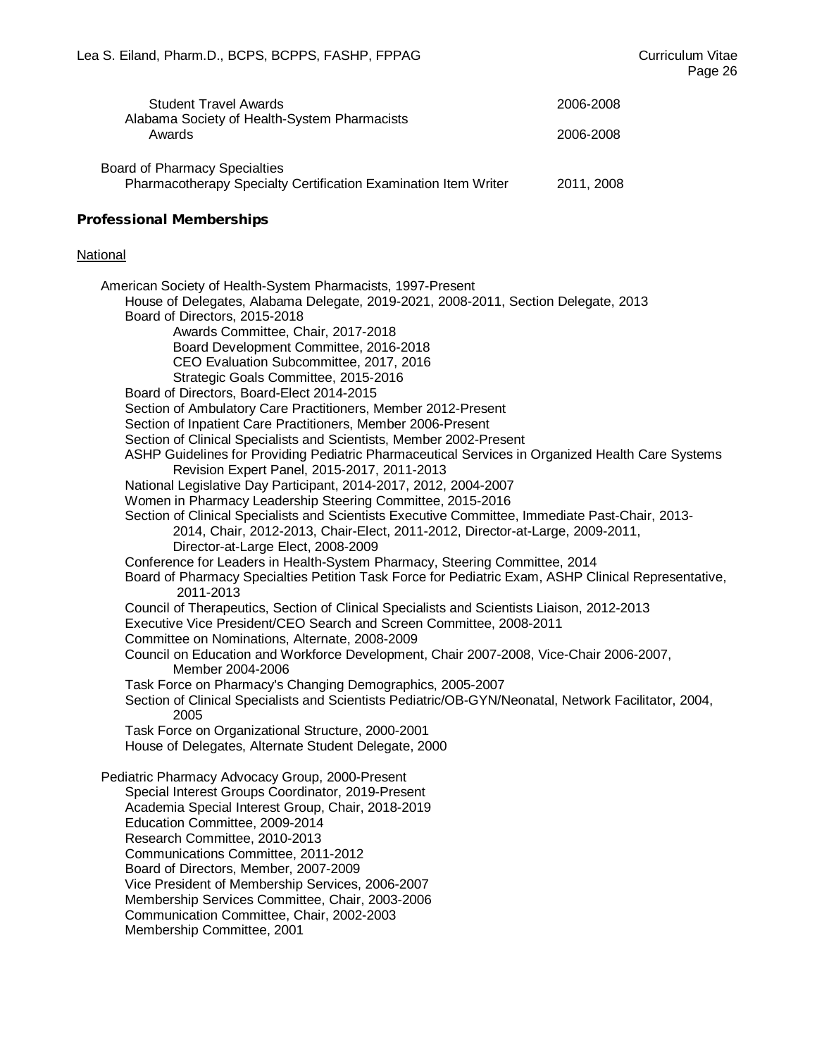Student Travel Awards 2006-2008

Alabama Society of Health-System Pharmacists Awards 2006-2008

Board of Pharmacy Specialties

Pharmacotherapy Specialty Certification Examination Item Writer 2011, 2008

## Professional Memberships

National

American Society of Health-System Pharmacists, 1997-Present

- House of Delegates, Alabama Delegate, 2019-2021, 2008-2011, Section Delegate, 2013
- Board of Directors, 2015-2018
  - Awards Committee, Chair, 2017-2018
  - Board Development Committee, 2016-2018
  - CEO Evaluation Subcommittee, 2017, 2016
  - Strategic Goals Committee, 2015-2016
- Board of Directors, Board-Elect 2014-2015
- Section of Ambulatory Care Practitioners, Member 2012-Present
- Section of Inpatient Care Practitioners, Member 2006-Present
- Section of Clinical Specialists and Scientists, Member 2002-Present
- ASHP Guidelines for Providing Pediatric Pharmaceutical Services in Organized Health Care Systems Revision Expert Panel, 2015-2017, 2011-2013
- National Legislative Day Participant, 2014-2017, 2012, 2004-2007
- Women in Pharmacy Leadership Steering Committee, 2015-2016
- Section of Clinical Specialists and Scientists Executive Committee, Immediate Past-Chair, 2013-2014, Chair, 2012-2013, Chair-Elect, 2011-2012, Director-at-Large, 2009-2011, Director-at-Large Elect, 2008-2009
- Conference for Leaders in Health-System Pharmacy, Steering Committee, 2014
- Board of Pharmacy Specialties Petition Task Force for Pediatric Exam, ASHP Clinical Representative, 2011-2013
- Council of Therapeutics, Section of Clinical Specialists and Scientists Liaison, 2012-2013
- Executive Vice President/CEO Search and Screen Committee, 2008-2011
- Committee on Nominations, Alternate, 2008-2009
- Council on Education and Workforce Development, Chair 2007-2008, Vice-Chair 2006-2007, Member 2004-2006
- Task Force on Pharmacy's Changing Demographics, 2005-2007
- Section of Clinical Specialists and Scientists Pediatric/OB-GYN/Neonatal, Network Facilitator, 2004, 2005
- Task Force on Organizational Structure, 2000-2001
- House of Delegates, Alternate Student Delegate, 2000

Pediatric Pharmacy Advocacy Group, 2000-Present

- Special Interest Groups Coordinator, 2019-Present
- Academia Special Interest Group, Chair, 2018-2019
- Education Committee, 2009-2014
- Research Committee, 2010-2013
- Communications Committee, 2011-2012
- Board of Directors, Member, 2007-2009
- Vice President of Membership Services, 2006-2007
- Membership Services Committee, Chair, 2003-2006
- Communication Committee, Chair, 2002-2003
- Membership Committee, 2001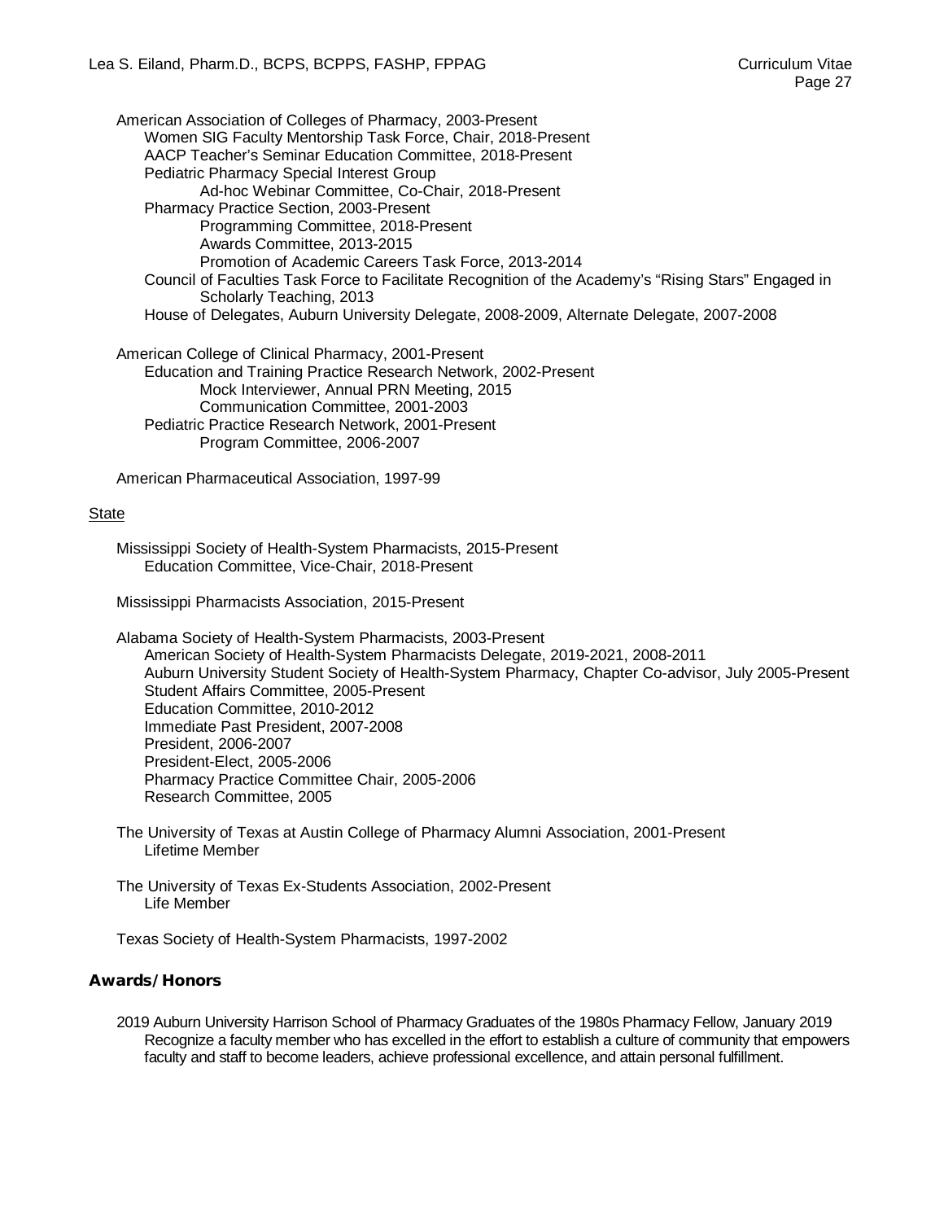American Association of Colleges of Pharmacy, 2003-Present
- Women SIG Faculty Mentorship Task Force, Chair, 2018-Present
- AACP Teacher's Seminar Education Committee, 2018-Present
- Pediatric Pharmacy Special Interest Group
  - Ad-hoc Webinar Committee, Co-Chair, 2018-Present
- Pharmacy Practice Section, 2003-Present
  - Programming Committee, 2018-Present
  - Awards Committee, 2013-2015
  - Promotion of Academic Careers Task Force, 2013-2014
- Council of Faculties Task Force to Facilitate Recognition of the Academy's "Rising Stars" Engaged in Scholarly Teaching, 2013
- House of Delegates, Auburn University Delegate, 2008-2009, Alternate Delegate, 2007-2008

American College of Clinical Pharmacy, 2001-Present
- Education and Training Practice Research Network, 2002-Present
  - Mock Interviewer, Annual PRN Meeting, 2015
  - Communication Committee, 2001-2003
- Pediatric Practice Research Network, 2001-Present
  - Program Committee, 2006-2007

American Pharmaceutical Association, 1997-99

<u>State</u>

Mississippi Society of Health-System Pharmacists, 2015-Present
- Education Committee, Vice-Chair, 2018-Present

Mississippi Pharmacists Association, 2015-Present

Alabama Society of Health-System Pharmacists, 2003-Present
- American Society of Health-System Pharmacists Delegate, 2019-2021, 2008-2011
- Auburn University Student Society of Health-System Pharmacy, Chapter Co-advisor, July 2005-Present
- Student Affairs Committee, 2005-Present
- Education Committee, 2010-2012
- Immediate Past President, 2007-2008
- President, 2006-2007
- President-Elect, 2005-2006
- Pharmacy Practice Committee Chair, 2005-2006
- Research Committee, 2005

The University of Texas at Austin College of Pharmacy Alumni Association, 2001-Present
- Lifetime Member

The University of Texas Ex-Students Association, 2002-Present
- Life Member

Texas Society of Health-System Pharmacists, 1997-2002

## Awards/Honors

2019 Auburn University Harrison School of Pharmacy Graduates of the 1980s Pharmacy Fellow, January 2019
- Recognize a faculty member who has excelled in the effort to establish a culture of community that empowers faculty and staff to become leaders, achieve professional excellence, and attain personal fulfillment.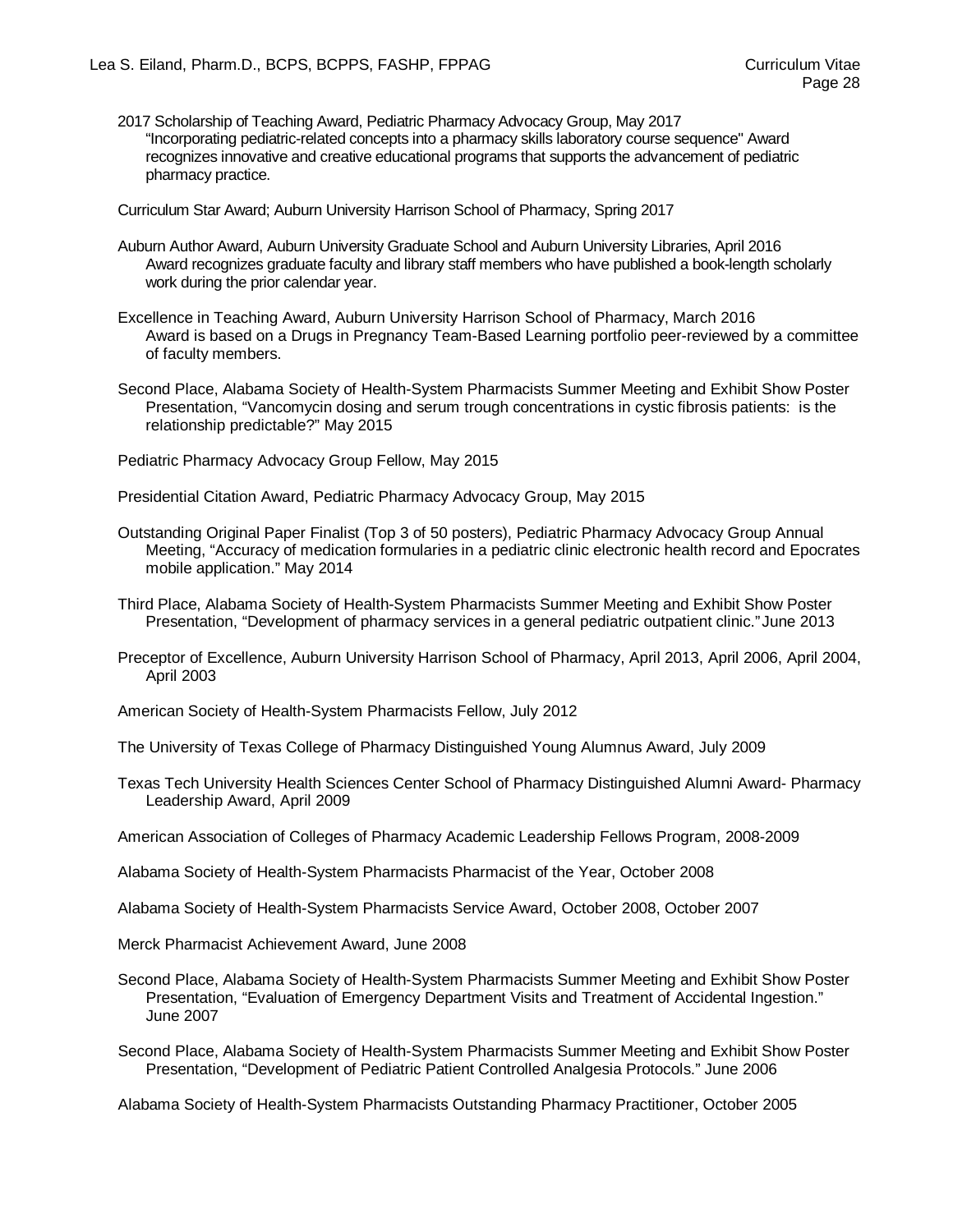2017 Scholarship of Teaching Award, Pediatric Pharmacy Advocacy Group, May 2017
"Incorporating pediatric-related concepts into a pharmacy skills laboratory course sequence" Award recognizes innovative and creative educational programs that supports the advancement of pediatric pharmacy practice.

Curriculum Star Award; Auburn University Harrison School of Pharmacy, Spring 2017

Auburn Author Award, Auburn University Graduate School and Auburn University Libraries, April 2016
Award recognizes graduate faculty and library staff members who have published a book-length scholarly work during the prior calendar year.

Excellence in Teaching Award, Auburn University Harrison School of Pharmacy, March 2016
Award is based on a Drugs in Pregnancy Team-Based Learning portfolio peer-reviewed by a committee of faculty members.

Second Place, Alabama Society of Health-System Pharmacists Summer Meeting and Exhibit Show Poster Presentation, "Vancomycin dosing and serum trough concentrations in cystic fibrosis patients: is the relationship predictable?" May 2015

Pediatric Pharmacy Advocacy Group Fellow, May 2015

Presidential Citation Award, Pediatric Pharmacy Advocacy Group, May 2015

Outstanding Original Paper Finalist (Top 3 of 50 posters), Pediatric Pharmacy Advocacy Group Annual Meeting, "Accuracy of medication formularies in a pediatric clinic electronic health record and Epocrates mobile application." May 2014

Third Place, Alabama Society of Health-System Pharmacists Summer Meeting and Exhibit Show Poster Presentation, "Development of pharmacy services in a general pediatric outpatient clinic." June 2013

Preceptor of Excellence, Auburn University Harrison School of Pharmacy, April 2013, April 2006, April 2004, April 2003

American Society of Health-System Pharmacists Fellow, July 2012

The University of Texas College of Pharmacy Distinguished Young Alumnus Award, July 2009

Texas Tech University Health Sciences Center School of Pharmacy Distinguished Alumni Award- Pharmacy Leadership Award, April 2009

American Association of Colleges of Pharmacy Academic Leadership Fellows Program, 2008-2009

Alabama Society of Health-System Pharmacists Pharmacist of the Year, October 2008

Alabama Society of Health-System Pharmacists Service Award, October 2008, October 2007

Merck Pharmacist Achievement Award, June 2008

Second Place, Alabama Society of Health-System Pharmacists Summer Meeting and Exhibit Show Poster Presentation, "Evaluation of Emergency Department Visits and Treatment of Accidental Ingestion." June 2007

Second Place, Alabama Society of Health-System Pharmacists Summer Meeting and Exhibit Show Poster Presentation, "Development of Pediatric Patient Controlled Analgesia Protocols." June 2006

Alabama Society of Health-System Pharmacists Outstanding Pharmacy Practitioner, October 2005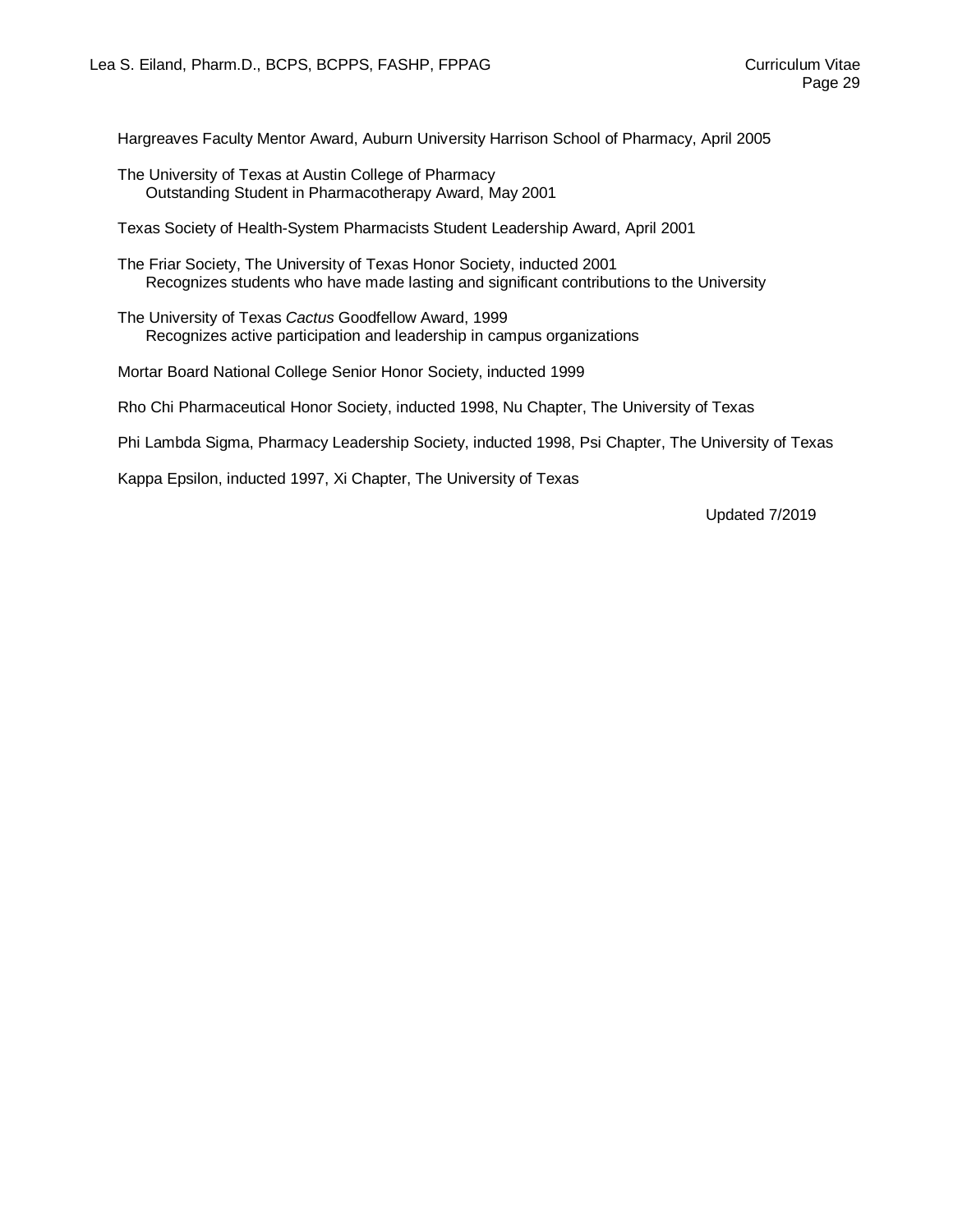Hargreaves Faculty Mentor Award, Auburn University Harrison School of Pharmacy, April 2005

The University of Texas at Austin College of Pharmacy
  Outstanding Student in Pharmacotherapy Award, May 2001

Texas Society of Health-System Pharmacists Student Leadership Award, April 2001

The Friar Society, The University of Texas Honor Society, inducted 2001
  Recognizes students who have made lasting and significant contributions to the University

The University of Texas *Cactus* Goodfellow Award, 1999
  Recognizes active participation and leadership in campus organizations

Mortar Board National College Senior Honor Society, inducted 1999

Rho Chi Pharmaceutical Honor Society, inducted 1998, Nu Chapter, The University of Texas

Phi Lambda Sigma, Pharmacy Leadership Society, inducted 1998, Psi Chapter, The University of Texas

Kappa Epsilon, inducted 1997, Xi Chapter, The University of Texas

Updated 7/2019